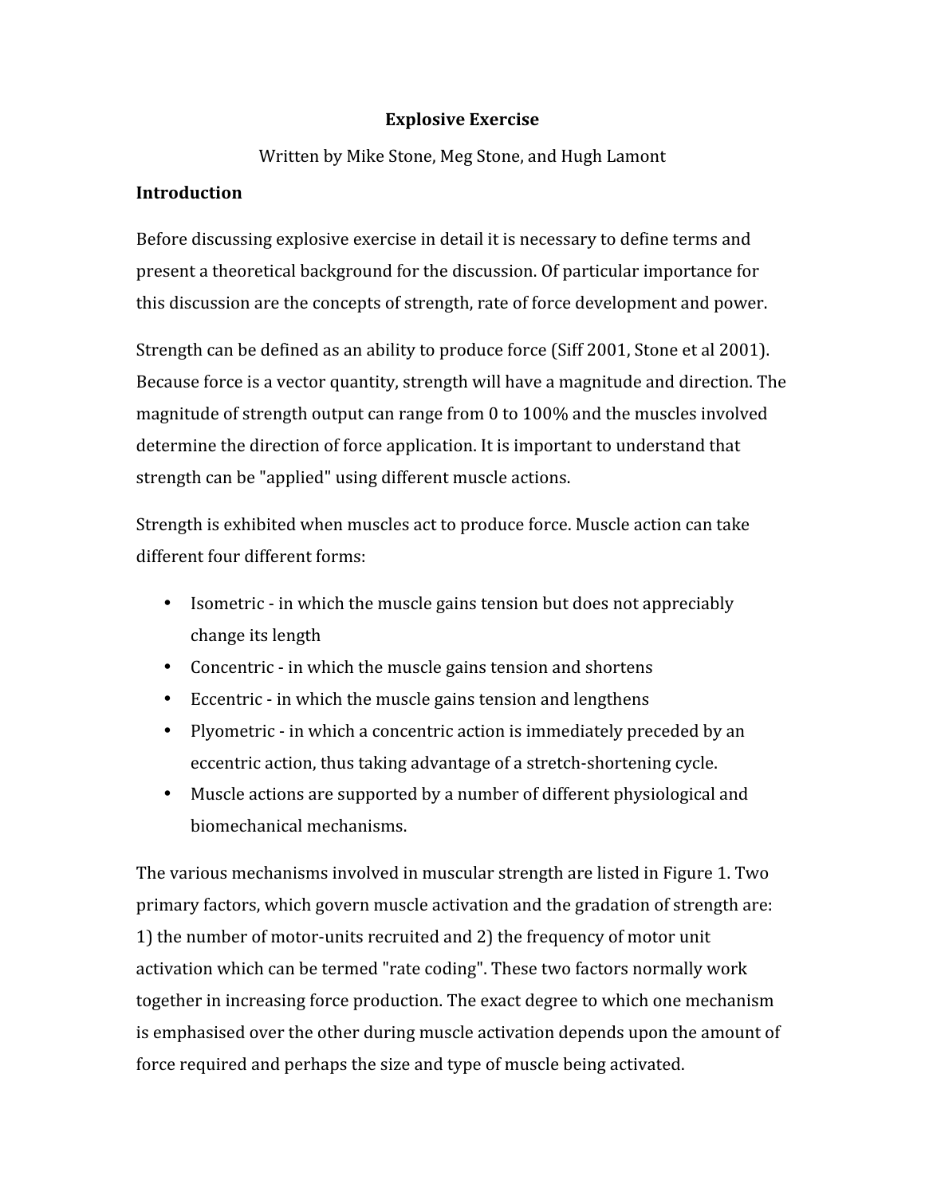# Explosive Exercise

Written by Mike Stone, Meg Stone, and Hugh Lamont

## Introduction

Before discussing explosive exercise in detail it is necessary to define terms and present a theoretical background for the discussion. Of particular importance for this discussion are the concepts of strength, rate of force development and power.

Strength can be defined as an ability to produce force (Siff 2001, Stone et al 2001). Because force is a vector quantity, strength will have a magnitude and direction. The magnitude of strength output can range from 0 to 100% and the muscles involved determine the direction of force application. It is important to understand that strength can be "applied" using different muscle actions.

Strength is exhibited when muscles act to produce force. Muscle action can take different four different forms:

- Isometric - in which the muscle gains tension but does not appreciably change its length
- Concentric - in which the muscle gains tension and shortens
- Eccentric - in which the muscle gains tension and lengthens
- Plyometric - in which a concentric action is immediately preceded by an eccentric action, thus taking advantage of a stretch-shortening cycle.
- Muscle actions are supported by a number of different physiological and biomechanical mechanisms.

The various mechanisms involved in muscular strength are listed in Figure 1. Two primary factors, which govern muscle activation and the gradation of strength are: 1) the number of motor-units recruited and 2) the frequency of motor unit activation which can be termed "rate coding". These two factors normally work together in increasing force production. The exact degree to which one mechanism is emphasised over the other during muscle activation depends upon the amount of force required and perhaps the size and type of muscle being activated.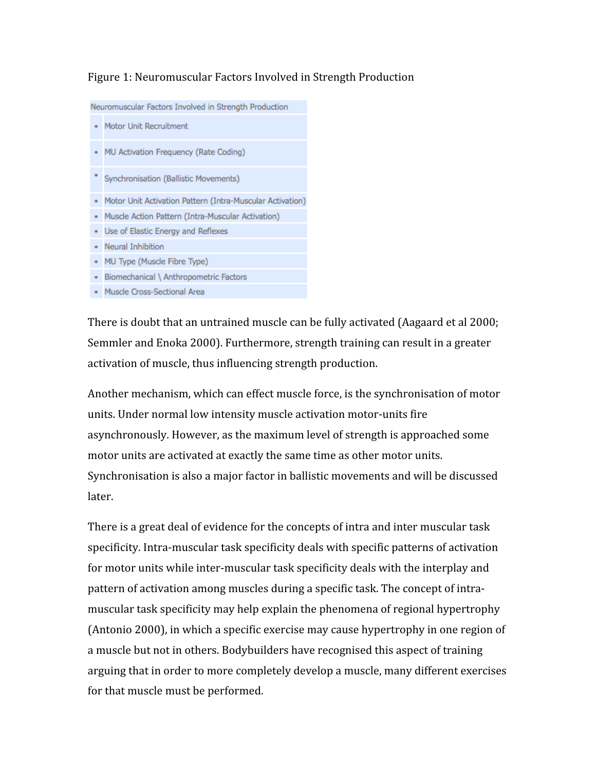Figure 1: Neuromuscular Factors Involved in Strength Production

| Neuromuscular Factors Involved in Strength Production |
| --- |
| • Motor Unit Recruitment |
| • MU Activation Frequency (Rate Coding) |
| • Synchronisation (Ballistic Movements) |
| • Motor Unit Activation Pattern (Intra-Muscular Activation) |
| • Muscle Action Pattern (Intra-Muscular Activation) |
| • Use of Elastic Energy and Reflexes |
| • Neural Inhibition |
| • MU Type (Muscle Fibre Type) |
| • Biomechanical \ Anthropometric Factors |
| • Muscle Cross-Sectional Area |

There is doubt that an untrained muscle can be fully activated (Aagaard et al 2000; Semmler and Enoka 2000). Furthermore, strength training can result in a greater activation of muscle, thus influencing strength production.

Another mechanism, which can effect muscle force, is the synchronisation of motor units. Under normal low intensity muscle activation motor-units fire asynchronously. However, as the maximum level of strength is approached some motor units are activated at exactly the same time as other motor units. Synchronisation is also a major factor in ballistic movements and will be discussed later.

There is a great deal of evidence for the concepts of intra and inter muscular task specificity. Intra-muscular task specificity deals with specific patterns of activation for motor units while inter-muscular task specificity deals with the interplay and pattern of activation among muscles during a specific task. The concept of intra-muscular task specificity may help explain the phenomena of regional hypertrophy (Antonio 2000), in which a specific exercise may cause hypertrophy in one region of a muscle but not in others. Bodybuilders have recognised this aspect of training arguing that in order to more completely develop a muscle, many different exercises for that muscle must be performed.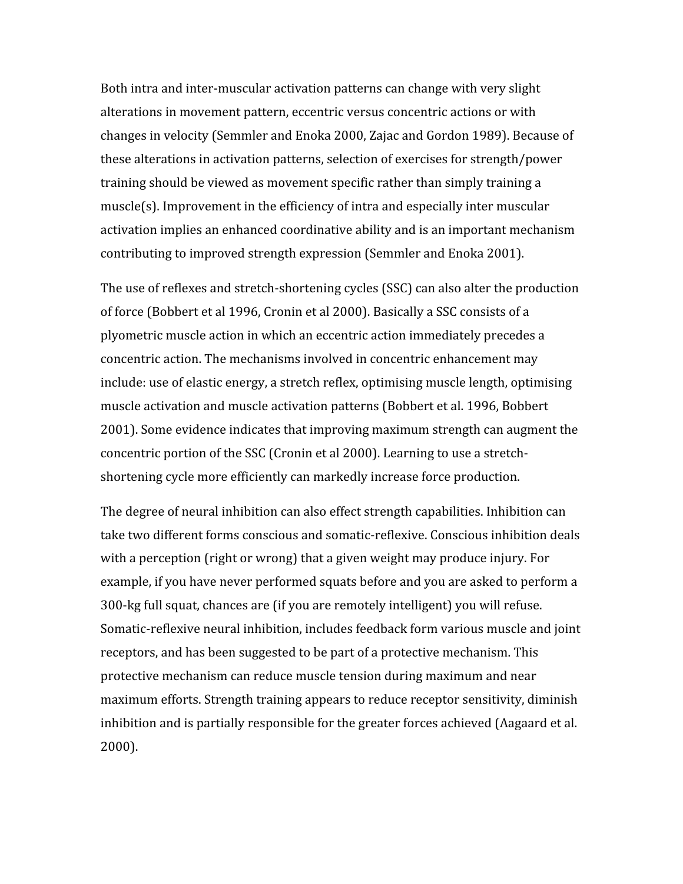Both intra and inter-muscular activation patterns can change with very slight alterations in movement pattern, eccentric versus concentric actions or with changes in velocity (Semmler and Enoka 2000, Zajac and Gordon 1989). Because of these alterations in activation patterns, selection of exercises for strength/power training should be viewed as movement specific rather than simply training a muscle(s). Improvement in the efficiency of intra and especially inter muscular activation implies an enhanced coordinative ability and is an important mechanism contributing to improved strength expression (Semmler and Enoka 2001).

The use of reflexes and stretch-shortening cycles (SSC) can also alter the production of force (Bobbert et al 1996, Cronin et al 2000). Basically a SSC consists of a plyometric muscle action in which an eccentric action immediately precedes a concentric action. The mechanisms involved in concentric enhancement may include: use of elastic energy, a stretch reflex, optimising muscle length, optimising muscle activation and muscle activation patterns (Bobbert et al. 1996, Bobbert 2001). Some evidence indicates that improving maximum strength can augment the concentric portion of the SSC (Cronin et al 2000). Learning to use a stretch-shortening cycle more efficiently can markedly increase force production.

The degree of neural inhibition can also effect strength capabilities. Inhibition can take two different forms conscious and somatic-reflexive. Conscious inhibition deals with a perception (right or wrong) that a given weight may produce injury. For example, if you have never performed squats before and you are asked to perform a 300-kg full squat, chances are (if you are remotely intelligent) you will refuse. Somatic-reflexive neural inhibition, includes feedback form various muscle and joint receptors, and has been suggested to be part of a protective mechanism. This protective mechanism can reduce muscle tension during maximum and near maximum efforts. Strength training appears to reduce receptor sensitivity, diminish inhibition and is partially responsible for the greater forces achieved (Aagaard et al. 2000).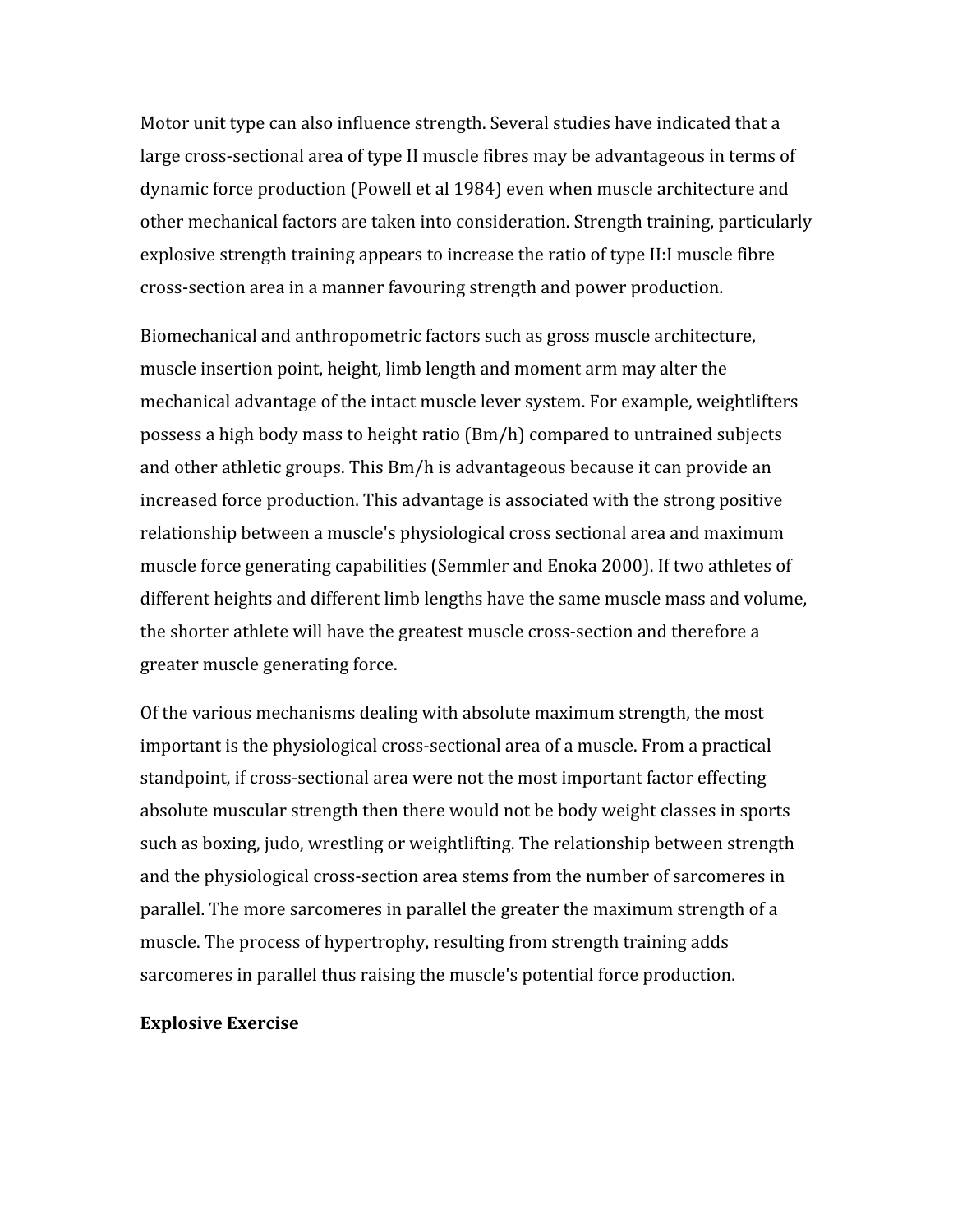Motor unit type can also influence strength. Several studies have indicated that a large cross-sectional area of type II muscle fibres may be advantageous in terms of dynamic force production (Powell et al 1984) even when muscle architecture and other mechanical factors are taken into consideration. Strength training, particularly explosive strength training appears to increase the ratio of type II:I muscle fibre cross-section area in a manner favouring strength and power production.

Biomechanical and anthropometric factors such as gross muscle architecture, muscle insertion point, height, limb length and moment arm may alter the mechanical advantage of the intact muscle lever system. For example, weightlifters possess a high body mass to height ratio (Bm/h) compared to untrained subjects and other athletic groups. This Bm/h is advantageous because it can provide an increased force production. This advantage is associated with the strong positive relationship between a muscle's physiological cross sectional area and maximum muscle force generating capabilities (Semmler and Enoka 2000). If two athletes of different heights and different limb lengths have the same muscle mass and volume, the shorter athlete will have the greatest muscle cross-section and therefore a greater muscle generating force.

Of the various mechanisms dealing with absolute maximum strength, the most important is the physiological cross-sectional area of a muscle. From a practical standpoint, if cross-sectional area were not the most important factor effecting absolute muscular strength then there would not be body weight classes in sports such as boxing, judo, wrestling or weightlifting. The relationship between strength and the physiological cross-section area stems from the number of sarcomeres in parallel. The more sarcomeres in parallel the greater the maximum strength of a muscle. The process of hypertrophy, resulting from strength training adds sarcomeres in parallel thus raising the muscle's potential force production.

**Explosive Exercise**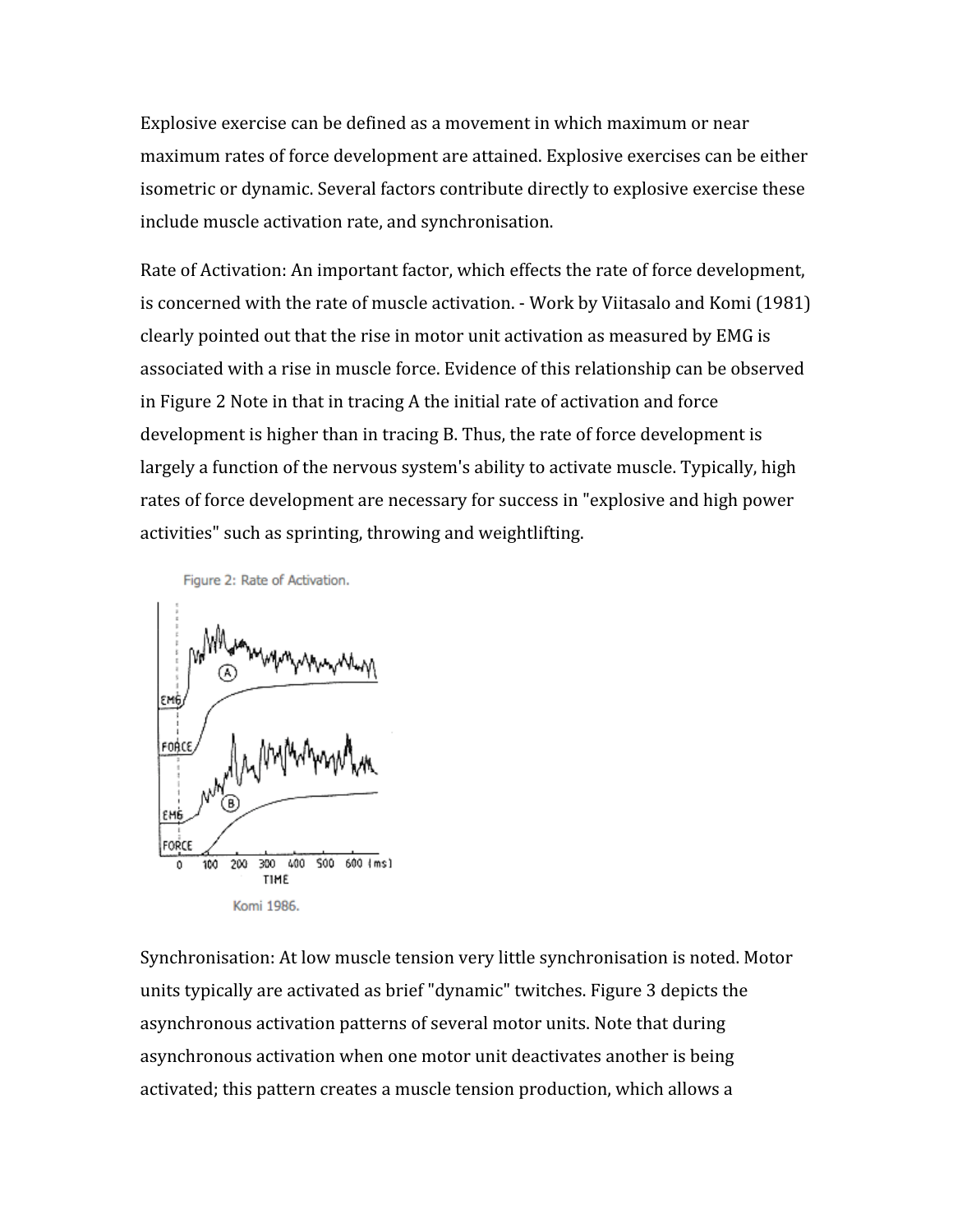Explosive exercise can be defined as a movement in which maximum or near maximum rates of force development are attained. Explosive exercises can be either isometric or dynamic. Several factors contribute directly to explosive exercise these include muscle activation rate, and synchronisation.

Rate of Activation: An important factor, which effects the rate of force development, is concerned with the rate of muscle activation. - Work by Viitasalo and Komi (1981) clearly pointed out that the rise in motor unit activation as measured by EMG is associated with a rise in muscle force. Evidence of this relationship can be observed in Figure 2 Note in that in tracing A the initial rate of activation and force development is higher than in tracing B. Thus, the rate of force development is largely a function of the nervous system's ability to activate muscle. Typically, high rates of force development are necessary for success in "explosive and high power activities" such as sprinting, throwing and weightlifting.

Figure 2: Rate of Activation.

Komi 1986.

Synchronisation: At low muscle tension very little synchronisation is noted. Motor units typically are activated as brief "dynamic" twitches. Figure 3 depicts the asynchronous activation patterns of several motor units. Note that during asynchronous activation when one motor unit deactivates another is being activated; this pattern creates a muscle tension production, which allows a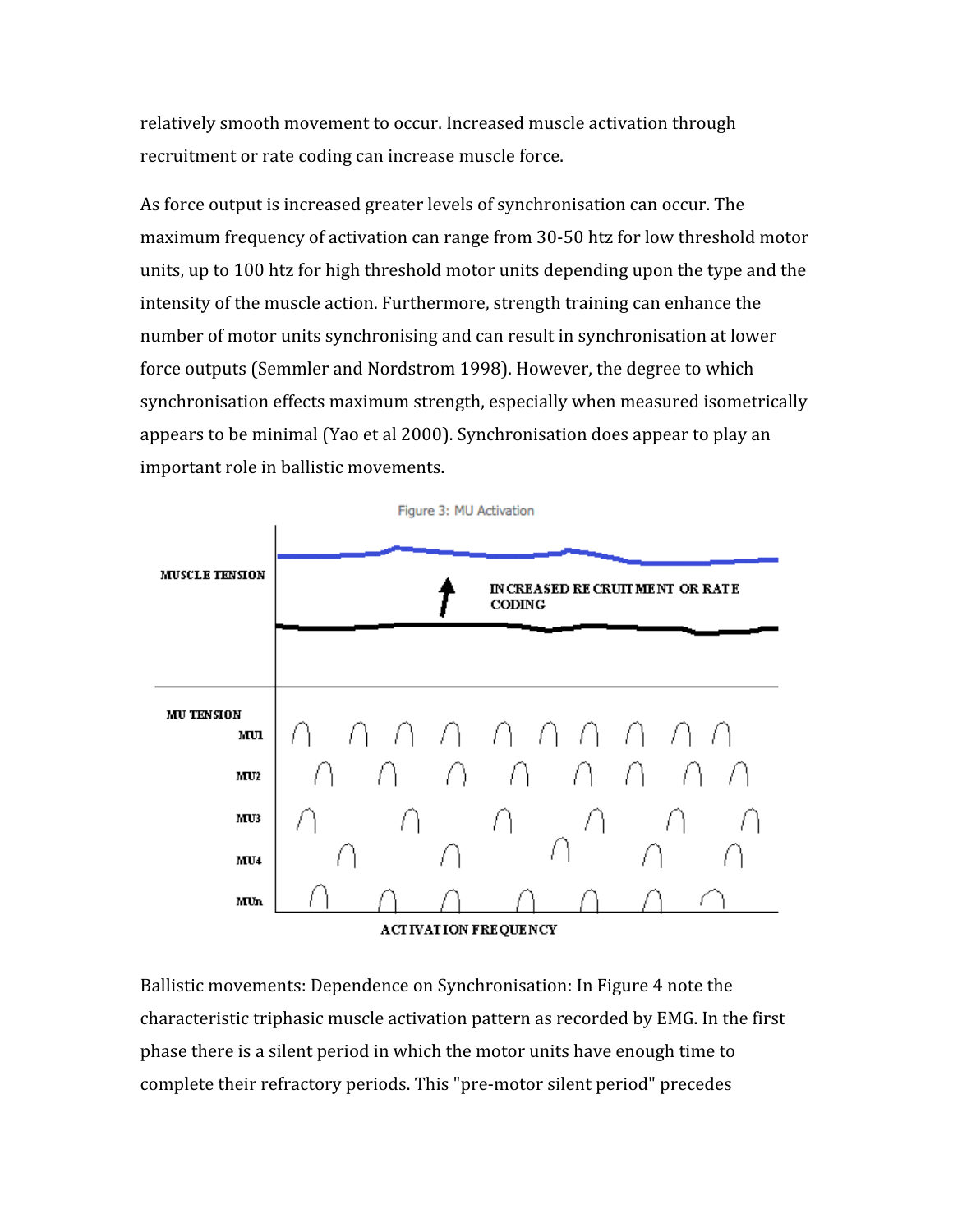relatively smooth movement to occur. Increased muscle activation through recruitment or rate coding can increase muscle force.

As force output is increased greater levels of synchronisation can occur. The maximum frequency of activation can range from 30-50 htz for low threshold motor units, up to 100 htz for high threshold motor units depending upon the type and the intensity of the muscle action. Furthermore, strength training can enhance the number of motor units synchronising and can result in synchronisation at lower force outputs (Semmler and Nordstrom 1998). However, the degree to which synchronisation effects maximum strength, especially when measured isometrically appears to be minimal (Yao et al 2000). Synchronisation does appear to play an important role in ballistic movements.

Figure 3: MU Activation

MUSCLE TENSION

INCREASED RECRUITMENT OR RATE CODING

MU TENSION

MU1

MU2

MU3

MU4

MUn

ACTIVATION FREQUENCY

Ballistic movements: Dependence on Synchronisation: In Figure 4 note the characteristic triphasic muscle activation pattern as recorded by EMG. In the first phase there is a silent period in which the motor units have enough time to complete their refractory periods. This "pre-motor silent period" precedes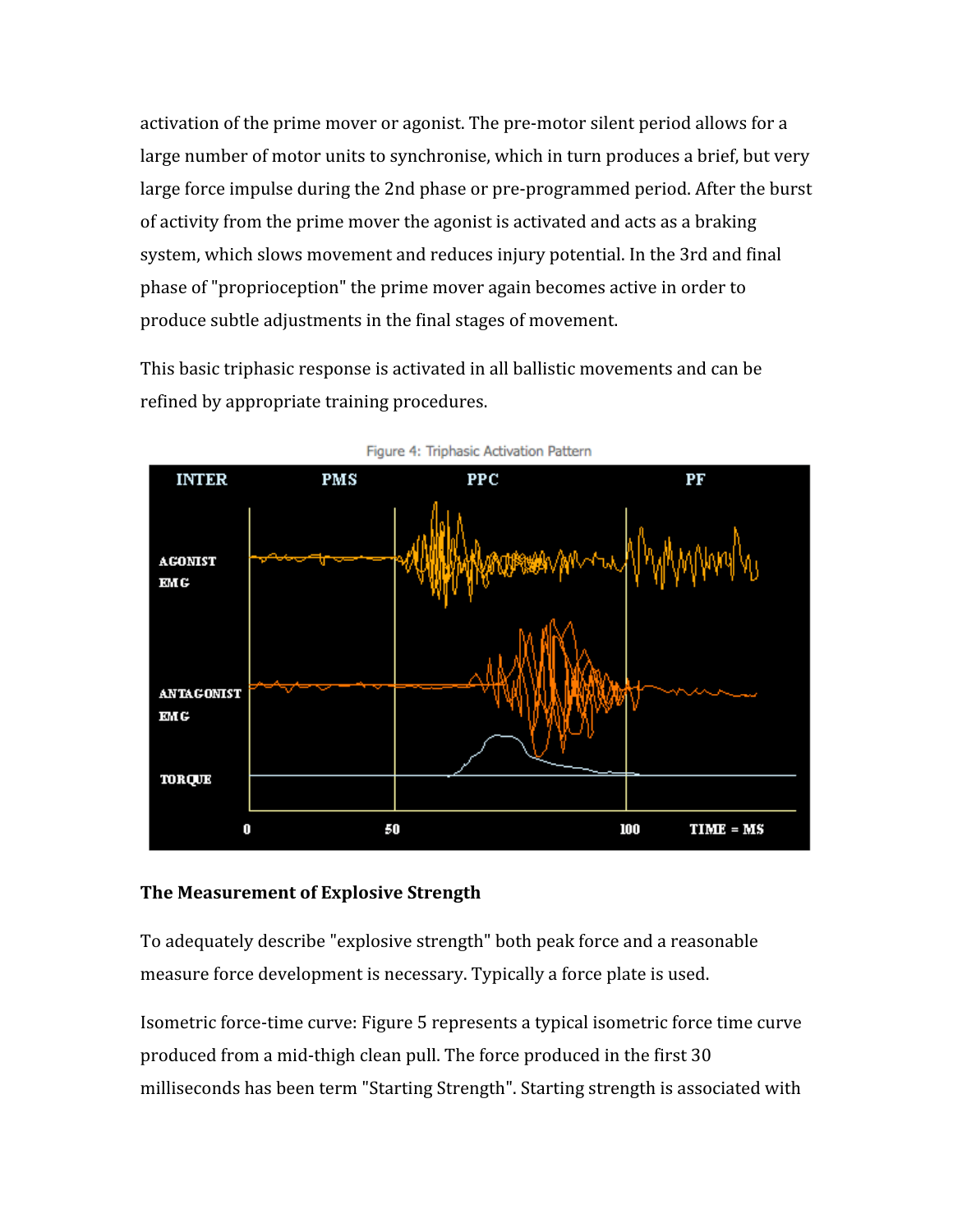activation of the prime mover or agonist. The pre-motor silent period allows for a large number of motor units to synchronise, which in turn produces a brief, but very large force impulse during the 2nd phase or pre-programmed period. After the burst of activity from the prime mover the agonist is activated and acts as a braking system, which slows movement and reduces injury potential. In the 3rd and final phase of "proprioception" the prime mover again becomes active in order to produce subtle adjustments in the final stages of movement.

This basic triphasic response is activated in all ballistic movements and can be refined by appropriate training procedures.

Figure 4: Triphasic Activation Pattern

### The Measurement of Explosive Strength

To adequately describe "explosive strength" both peak force and a reasonable measure force development is necessary. Typically a force plate is used.

Isometric force-time curve: Figure 5 represents a typical isometric force time curve produced from a mid-thigh clean pull. The force produced in the first 30 milliseconds has been term "Starting Strength". Starting strength is associated with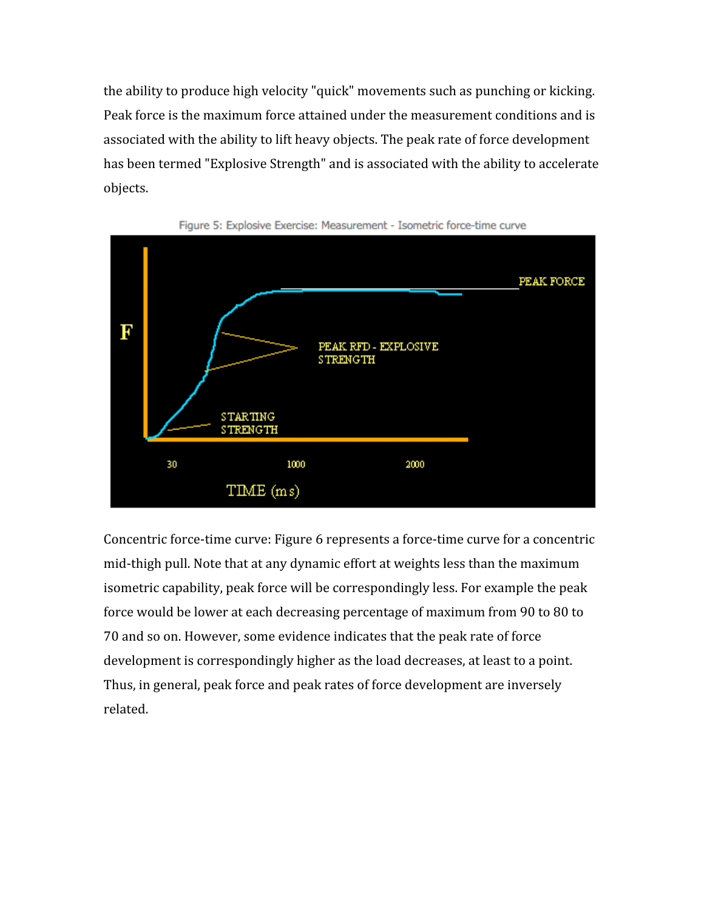the ability to produce high velocity "quick" movements such as punching or kicking. Peak force is the maximum force attained under the measurement conditions and is associated with the ability to lift heavy objects. The peak rate of force development has been termed "Explosive Strength" and is associated with the ability to accelerate objects.

Figure 5: Explosive Exercise: Measurement - Isometric force-time curve

Concentric force-time curve: Figure 6 represents a force-time curve for a concentric mid-thigh pull. Note that at any dynamic effort at weights less than the maximum isometric capability, peak force will be correspondingly less. For example the peak force would be lower at each decreasing percentage of maximum from 90 to 80 to 70 and so on. However, some evidence indicates that the peak rate of force development is correspondingly higher as the load decreases, at least to a point. Thus, in general, peak force and peak rates of force development are inversely related.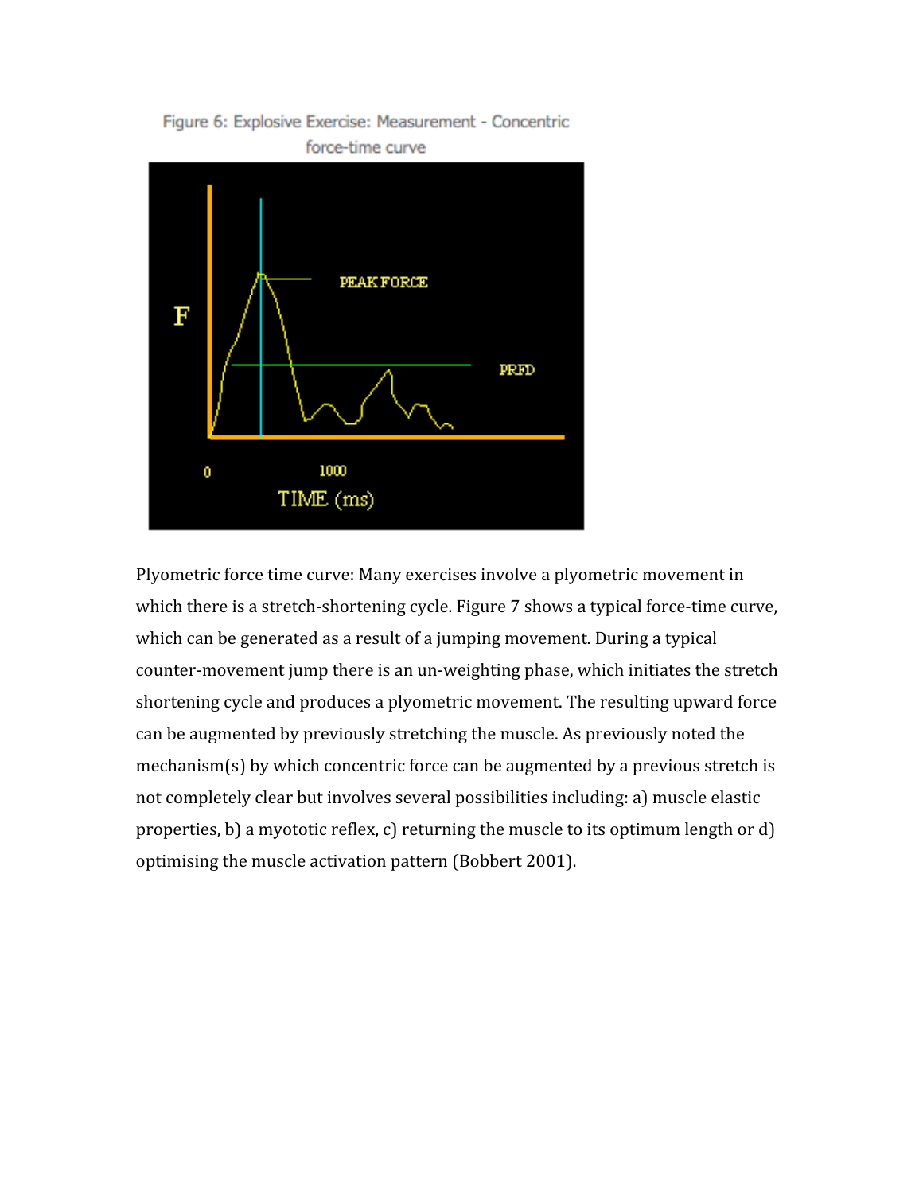Figure 6: Explosive Exercise: Measurement - Concentric force-time curve

Plyometric force time curve: Many exercises involve a plyometric movement in which there is a stretch-shortening cycle. Figure 7 shows a typical force-time curve, which can be generated as a result of a jumping movement. During a typical counter-movement jump there is an un-weighting phase, which initiates the stretch shortening cycle and produces a plyometric movement. The resulting upward force can be augmented by previously stretching the muscle. As previously noted the mechanism(s) by which concentric force can be augmented by a previous stretch is not completely clear but involves several possibilities including: a) muscle elastic properties, b) a myotatic reflex, c) returning the muscle to its optimum length or d) optimising the muscle activation pattern (Bobbert 2001).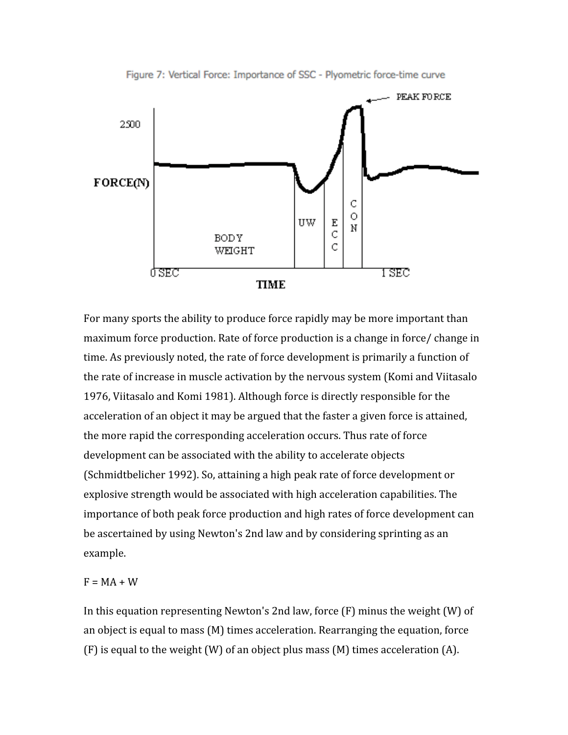Figure 7: Vertical Force: Importance of SSC - Plyometric force-time curve

For many sports the ability to produce force rapidly may be more important than maximum force production. Rate of force production is a change in force/ change in time. As previously noted, the rate of force development is primarily a function of the rate of increase in muscle activation by the nervous system (Komi and Viitasalo 1976, Viitasalo and Komi 1981). Although force is directly responsible for the acceleration of an object it may be argued that the faster a given force is attained, the more rapid the corresponding acceleration occurs. Thus rate of force development can be associated with the ability to accelerate objects (Schmidtbelicher 1992). So, attaining a high peak rate of force development or explosive strength would be associated with high acceleration capabilities. The importance of both peak force production and high rates of force development can be ascertained by using Newton's 2nd law and by considering sprinting as an example.

$F = MA + W$

In this equation representing Newton's 2nd law, force (F) minus the weight (W) of an object is equal to mass (M) times acceleration. Rearranging the equation, force (F) is equal to the weight (W) of an object plus mass (M) times acceleration (A).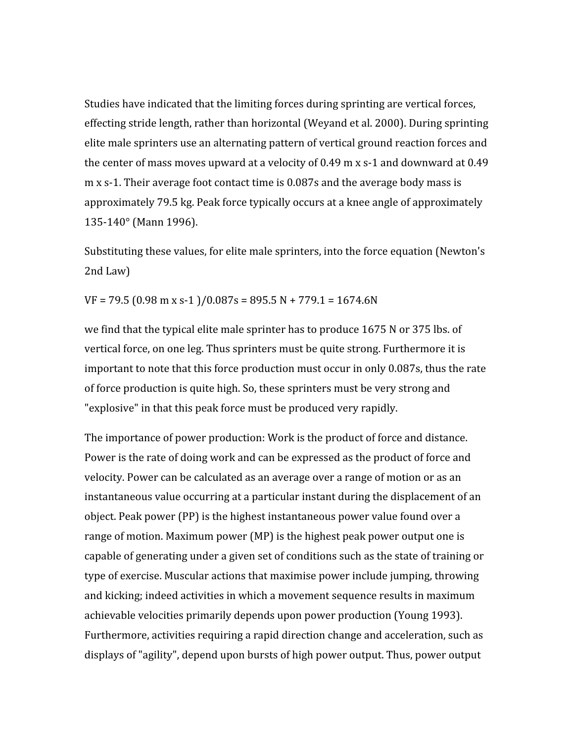Studies have indicated that the limiting forces during sprinting are vertical forces, effecting stride length, rather than horizontal (Weyand et al. 2000). During sprinting elite male sprinters use an alternating pattern of vertical ground reaction forces and the center of mass moves upward at a velocity of 0.49 m x s-1 and downward at 0.49 m x s-1. Their average foot contact time is 0.087s and the average body mass is approximately 79.5 kg. Peak force typically occurs at a knee angle of approximately 135-140° (Mann 1996).

Substituting these values, for elite male sprinters, into the force equation (Newton's 2nd Law)

$$VF = 79.5\ (0.98\ m \times s^{-1})/0.087s = 895.5\ N + 779.1 = 1674.6N$$

we find that the typical elite male sprinter has to produce 1675 N or 375 lbs. of vertical force, on one leg. Thus sprinters must be quite strong. Furthermore it is important to note that this force production must occur in only 0.087s, thus the rate of force production is quite high. So, these sprinters must be very strong and "explosive" in that this peak force must be produced very rapidly.

The importance of power production: Work is the product of force and distance. Power is the rate of doing work and can be expressed as the product of force and velocity. Power can be calculated as an average over a range of motion or as an instantaneous value occurring at a particular instant during the displacement of an object. Peak power (PP) is the highest instantaneous power value found over a range of motion. Maximum power (MP) is the highest peak power output one is capable of generating under a given set of conditions such as the state of training or type of exercise. Muscular actions that maximise power include jumping, throwing and kicking; indeed activities in which a movement sequence results in maximum achievable velocities primarily depends upon power production (Young 1993). Furthermore, activities requiring a rapid direction change and acceleration, such as displays of "agility", depend upon bursts of high power output. Thus, power output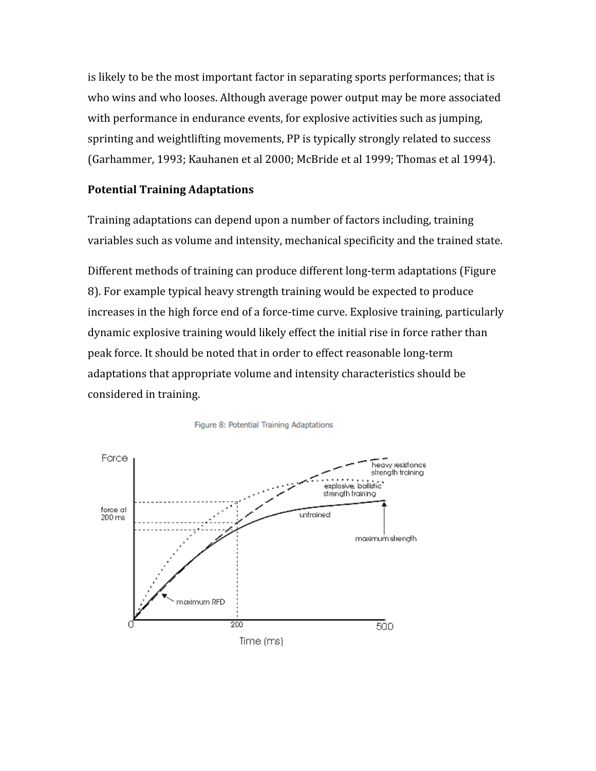is likely to be the most important factor in separating sports performances; that is who wins and who looses. Although average power output may be more associated with performance in endurance events, for explosive activities such as jumping, sprinting and weightlifting movements, PP is typically strongly related to success (Garhammer, 1993; Kauhanen et al 2000; McBride et al 1999; Thomas et al 1994).

**Potential Training Adaptations**

Training adaptations can depend upon a number of factors including, training variables such as volume and intensity, mechanical specificity and the trained state.

Different methods of training can produce different long-term adaptations (Figure 8). For example typical heavy strength training would be expected to produce increases in the high force end of a force-time curve. Explosive training, particularly dynamic explosive training would likely effect the initial rise in force rather than peak force. It should be noted that in order to effect reasonable long-term adaptations that appropriate volume and intensity characteristics should be considered in training.

Figure 8: Potential Training Adaptations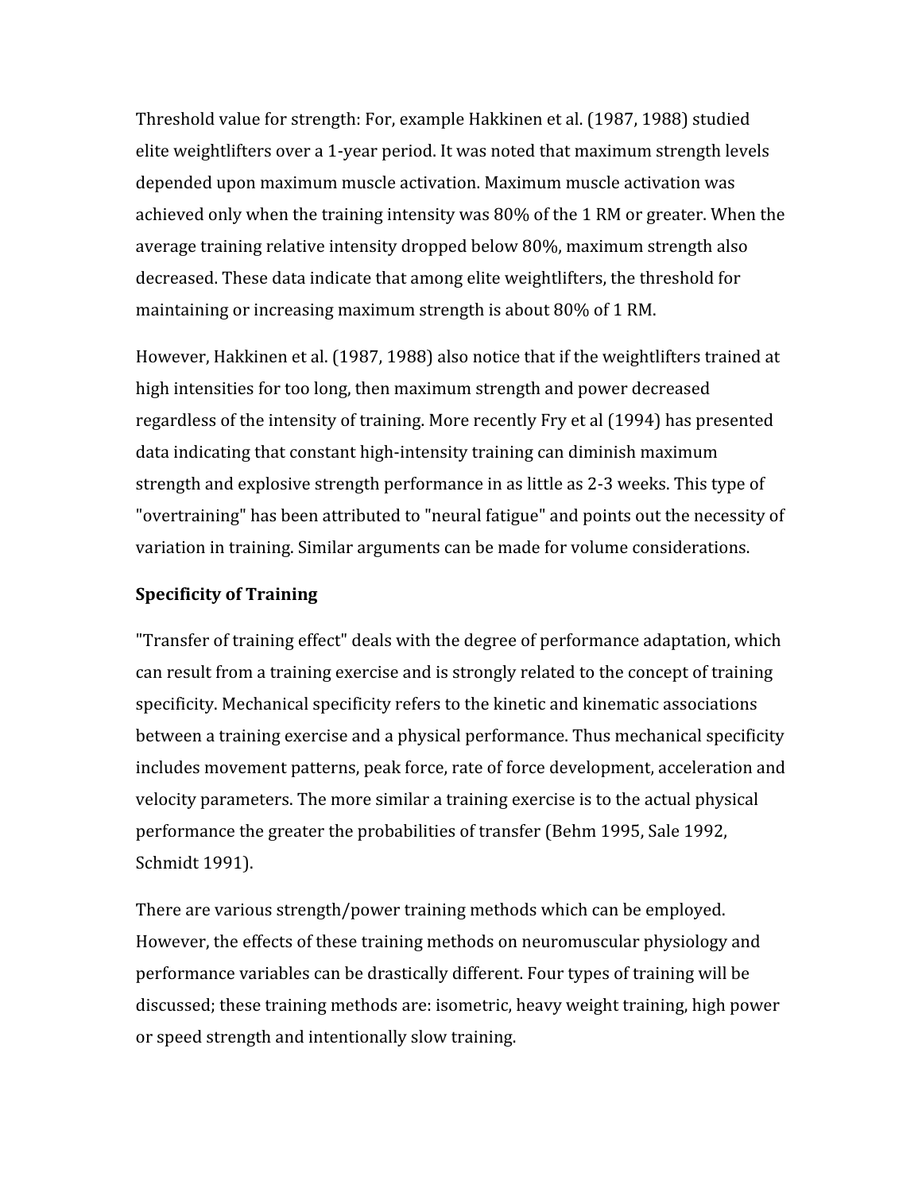Threshold value for strength: For, example Hakkinen et al. (1987, 1988) studied elite weightlifters over a 1-year period. It was noted that maximum strength levels depended upon maximum muscle activation. Maximum muscle activation was achieved only when the training intensity was 80% of the 1 RM or greater. When the average training relative intensity dropped below 80%, maximum strength also decreased. These data indicate that among elite weightlifters, the threshold for maintaining or increasing maximum strength is about 80% of 1 RM.

However, Hakkinen et al. (1987, 1988) also notice that if the weightlifters trained at high intensities for too long, then maximum strength and power decreased regardless of the intensity of training. More recently Fry et al (1994) has presented data indicating that constant high-intensity training can diminish maximum strength and explosive strength performance in as little as 2-3 weeks. This type of "overtraining" has been attributed to "neural fatigue" and points out the necessity of variation in training. Similar arguments can be made for volume considerations.

**Specificity of Training**

"Transfer of training effect" deals with the degree of performance adaptation, which can result from a training exercise and is strongly related to the concept of training specificity. Mechanical specificity refers to the kinetic and kinematic associations between a training exercise and a physical performance. Thus mechanical specificity includes movement patterns, peak force, rate of force development, acceleration and velocity parameters. The more similar a training exercise is to the actual physical performance the greater the probabilities of transfer (Behm 1995, Sale 1992, Schmidt 1991).

There are various strength/power training methods which can be employed. However, the effects of these training methods on neuromuscular physiology and performance variables can be drastically different. Four types of training will be discussed; these training methods are: isometric, heavy weight training, high power or speed strength and intentionally slow training.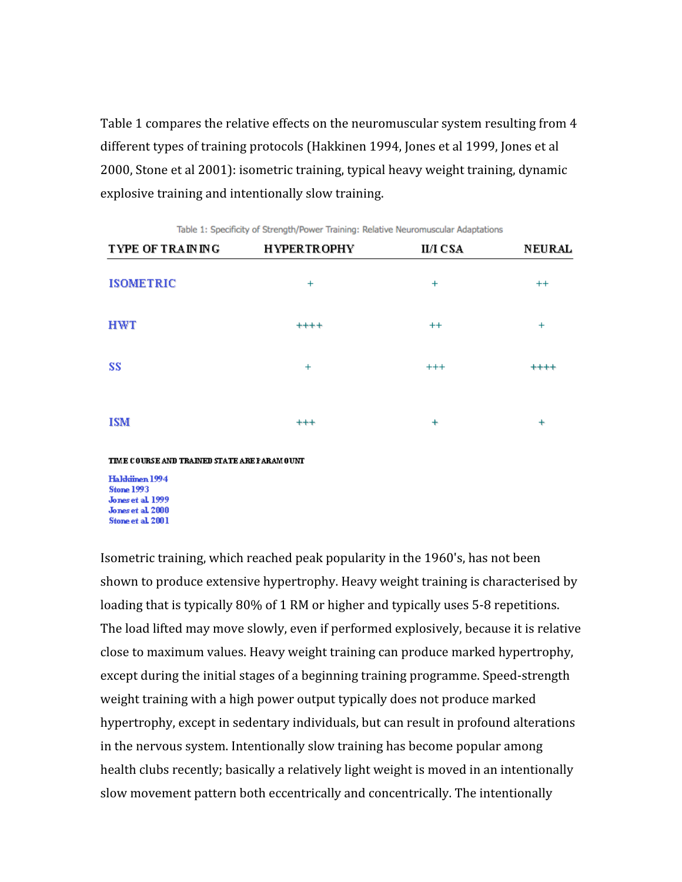Table 1 compares the relative effects on the neuromuscular system resulting from 4 different types of training protocols (Hakkinen 1994, Jones et al 1999, Jones et al 2000, Stone et al 2001): isometric training, typical heavy weight training, dynamic explosive training and intentionally slow training.

Table 1: Specificity of Strength/Power Training: Relative Neuromuscular Adaptations

| TYPE OF TRAINING | HYPERTROPHY | II/I CSA | NEURAL |
|---|---|---|---|
| ISOMETRIC | + | + | ++ |
| HWT | ++++ | ++ | + |
| SS | + | +++ | ++++ |
| ISM | +++ | + | + |

TIME COURSE AND TRAINED STATE ARE PARAMOUNT

Hakkinen 1994
Stone 1993
Jones et al. 1999
Jones et al. 2000
Stone et al. 2001

Isometric training, which reached peak popularity in the 1960's, has not been shown to produce extensive hypertrophy. Heavy weight training is characterised by loading that is typically 80% of 1 RM or higher and typically uses 5-8 repetitions. The load lifted may move slowly, even if performed explosively, because it is relative close to maximum values. Heavy weight training can produce marked hypertrophy, except during the initial stages of a beginning training programme. Speed-strength weight training with a high power output typically does not produce marked hypertrophy, except in sedentary individuals, but can result in profound alterations in the nervous system. Intentionally slow training has become popular among health clubs recently; basically a relatively light weight is moved in an intentionally slow movement pattern both eccentrically and concentrically. The intentionally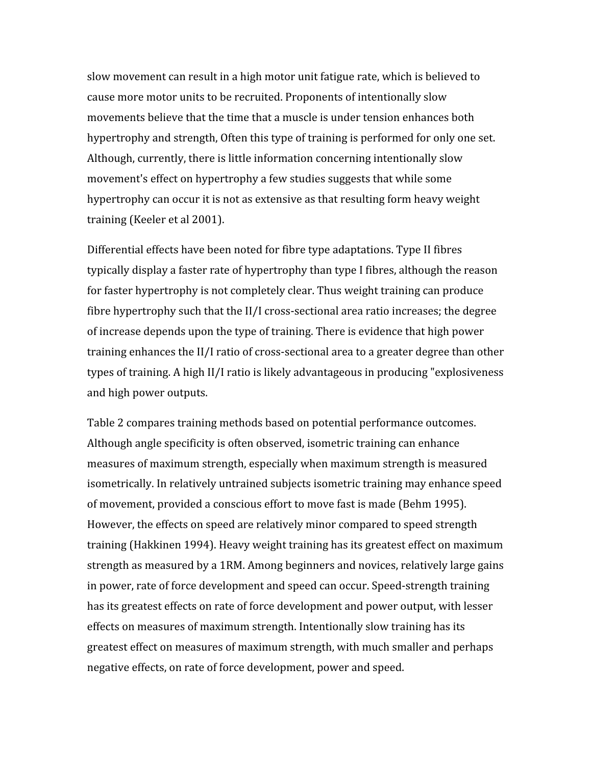slow movement can result in a high motor unit fatigue rate, which is believed to cause more motor units to be recruited. Proponents of intentionally slow movements believe that the time that a muscle is under tension enhances both hypertrophy and strength, Often this type of training is performed for only one set. Although, currently, there is little information concerning intentionally slow movement's effect on hypertrophy a few studies suggests that while some hypertrophy can occur it is not as extensive as that resulting form heavy weight training (Keeler et al 2001).

Differential effects have been noted for fibre type adaptations. Type II fibres typically display a faster rate of hypertrophy than type I fibres, although the reason for faster hypertrophy is not completely clear. Thus weight training can produce fibre hypertrophy such that the II/I cross-sectional area ratio increases; the degree of increase depends upon the type of training. There is evidence that high power training enhances the II/I ratio of cross-sectional area to a greater degree than other types of training. A high II/I ratio is likely advantageous in producing "explosiveness and high power outputs.

Table 2 compares training methods based on potential performance outcomes. Although angle specificity is often observed, isometric training can enhance measures of maximum strength, especially when maximum strength is measured isometrically. In relatively untrained subjects isometric training may enhance speed of movement, provided a conscious effort to move fast is made (Behm 1995). However, the effects on speed are relatively minor compared to speed strength training (Hakkinen 1994). Heavy weight training has its greatest effect on maximum strength as measured by a 1RM. Among beginners and novices, relatively large gains in power, rate of force development and speed can occur. Speed-strength training has its greatest effects on rate of force development and power output, with lesser effects on measures of maximum strength. Intentionally slow training has its greatest effect on measures of maximum strength, with much smaller and perhaps negative effects, on rate of force development, power and speed.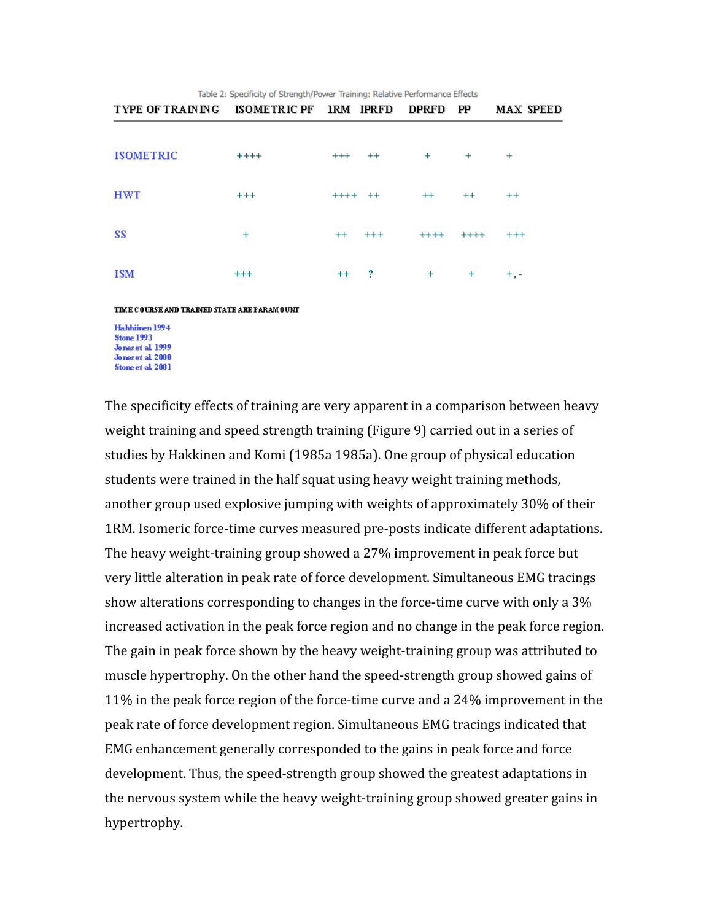Table 2: Specificity of Strength/Power Training: Relative Performance Effects

| TYPE OF TRAINING | ISOMETRIC PF | 1RM | IPRFD | DPRFD | PP | MAX SPEED |
|---|---|---|---|---|---|---|
| ISOMETRIC | ++++ | +++ | ++ | + | + | + |
| HWT | +++ | ++++ | ++ | ++ | ++ | ++ |
| SS | + | ++ | +++ | ++++ | ++++ | +++ |
| ISM | +++ | ++ | ? | + | + | +, - |

TIME COURSE AND TRAINED STATE ARE PARAMOUNT

Hakkinen 1994
Stone 1993
Jones et al. 1999
Jones et al. 2000
Stone et al. 2001

The specificity effects of training are very apparent in a comparison between heavy weight training and speed strength training (Figure 9) carried out in a series of studies by Hakkinen and Komi (1985a 1985a). One group of physical education students were trained in the half squat using heavy weight training methods, another group used explosive jumping with weights of approximately 30% of their 1RM. Isomeric force-time curves measured pre-posts indicate different adaptations. The heavy weight-training group showed a 27% improvement in peak force but very little alteration in peak rate of force development. Simultaneous EMG tracings show alterations corresponding to changes in the force-time curve with only a 3% increased activation in the peak force region and no change in the peak force region. The gain in peak force shown by the heavy weight-training group was attributed to muscle hypertrophy. On the other hand the speed-strength group showed gains of 11% in the peak force region of the force-time curve and a 24% improvement in the peak rate of force development region. Simultaneous EMG tracings indicated that EMG enhancement generally corresponded to the gains in peak force and force development. Thus, the speed-strength group showed the greatest adaptations in the nervous system while the heavy weight-training group showed greater gains in hypertrophy.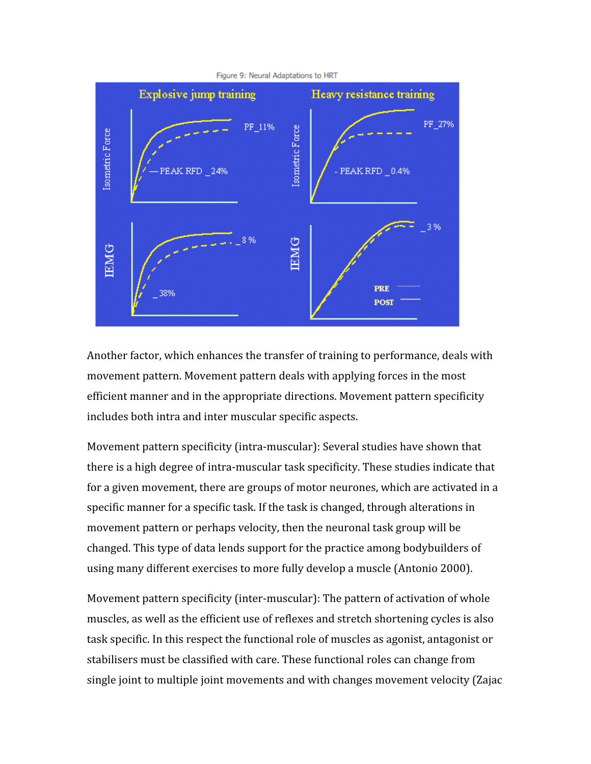Figure 9: Neural Adaptations to HRT

Another factor, which enhances the transfer of training to performance, deals with movement pattern. Movement pattern deals with applying forces in the most efficient manner and in the appropriate directions. Movement pattern specificity includes both intra and inter muscular specific aspects.

Movement pattern specificity (intra-muscular): Several studies have shown that there is a high degree of intra-muscular task specificity. These studies indicate that for a given movement, there are groups of motor neurones, which are activated in a specific manner for a specific task. If the task is changed, through alterations in movement pattern or perhaps velocity, then the neuronal task group will be changed. This type of data lends support for the practice among bodybuilders of using many different exercises to more fully develop a muscle (Antonio 2000).

Movement pattern specificity (inter-muscular): The pattern of activation of whole muscles, as well as the efficient use of reflexes and stretch shortening cycles is also task specific. In this respect the functional role of muscles as agonist, antagonist or stabilisers must be classified with care. These functional roles can change from single joint to multiple joint movements and with changes movement velocity (Zajac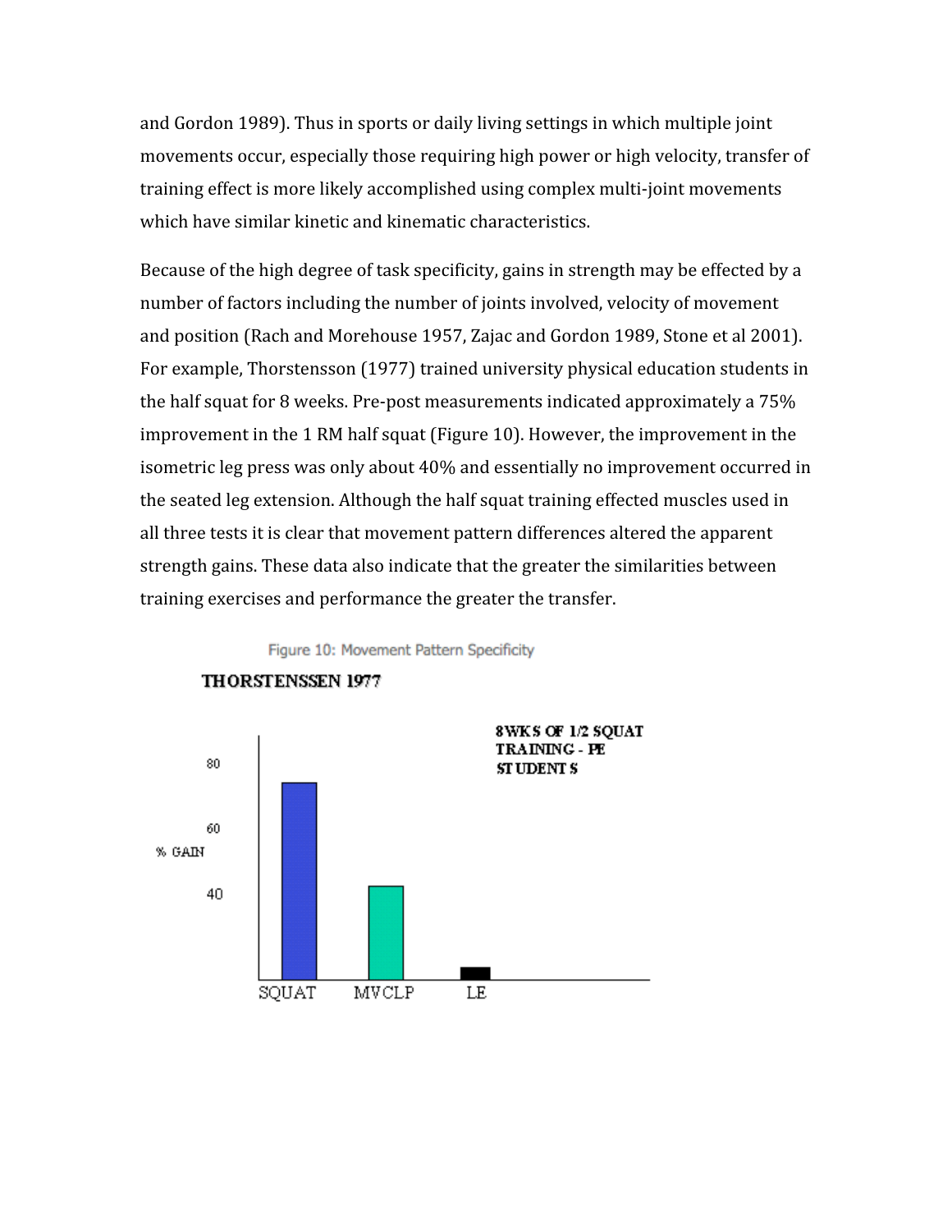and Gordon 1989). Thus in sports or daily living settings in which multiple joint movements occur, especially those requiring high power or high velocity, transfer of training effect is more likely accomplished using complex multi-joint movements which have similar kinetic and kinematic characteristics.

Because of the high degree of task specificity, gains in strength may be effected by a number of factors including the number of joints involved, velocity of movement and position (Rach and Morehouse 1957, Zajac and Gordon 1989, Stone et al 2001). For example, Thorstensson (1977) trained university physical education students in the half squat for 8 weeks. Pre-post measurements indicated approximately a 75% improvement in the 1 RM half squat (Figure 10). However, the improvement in the isometric leg press was only about 40% and essentially no improvement occurred in the seated leg extension. Although the half squat training effected muscles used in all three tests it is clear that movement pattern differences altered the apparent strength gains. These data also indicate that the greater the similarities between training exercises and performance the greater the transfer.

Figure 10: Movement Pattern Specificity

THORSTENSSEN 1977

8WKS OF 1/2 SQUAT TRAINING - PE STUDENTS

% GAIN

80

60

40

SQUAT MVCLP LE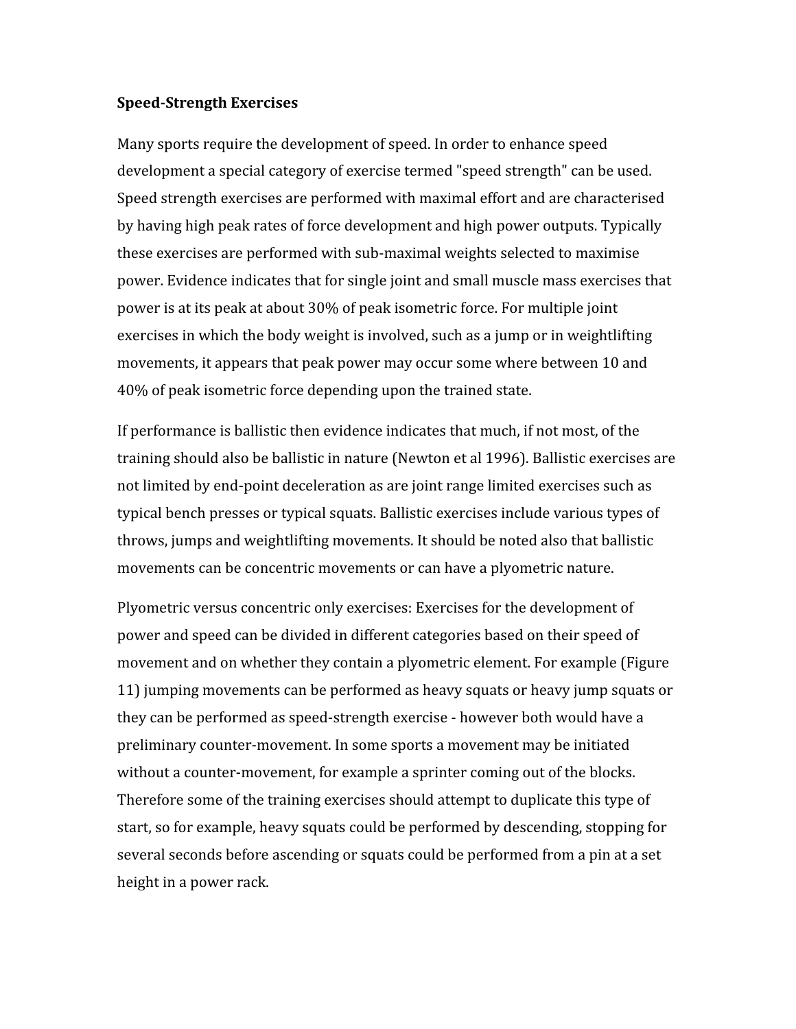**Speed-Strength Exercises**

Many sports require the development of speed. In order to enhance speed development a special category of exercise termed "speed strength" can be used. Speed strength exercises are performed with maximal effort and are characterised by having high peak rates of force development and high power outputs. Typically these exercises are performed with sub-maximal weights selected to maximise power. Evidence indicates that for single joint and small muscle mass exercises that power is at its peak at about 30% of peak isometric force. For multiple joint exercises in which the body weight is involved, such as a jump or in weightlifting movements, it appears that peak power may occur some where between 10 and 40% of peak isometric force depending upon the trained state.

If performance is ballistic then evidence indicates that much, if not most, of the training should also be ballistic in nature (Newton et al 1996). Ballistic exercises are not limited by end-point deceleration as are joint range limited exercises such as typical bench presses or typical squats. Ballistic exercises include various types of throws, jumps and weightlifting movements. It should be noted also that ballistic movements can be concentric movements or can have a plyometric nature.

Plyometric versus concentric only exercises: Exercises for the development of power and speed can be divided in different categories based on their speed of movement and on whether they contain a plyometric element. For example (Figure 11) jumping movements can be performed as heavy squats or heavy jump squats or they can be performed as speed-strength exercise - however both would have a preliminary counter-movement. In some sports a movement may be initiated without a counter-movement, for example a sprinter coming out of the blocks. Therefore some of the training exercises should attempt to duplicate this type of start, so for example, heavy squats could be performed by descending, stopping for several seconds before ascending or squats could be performed from a pin at a set height in a power rack.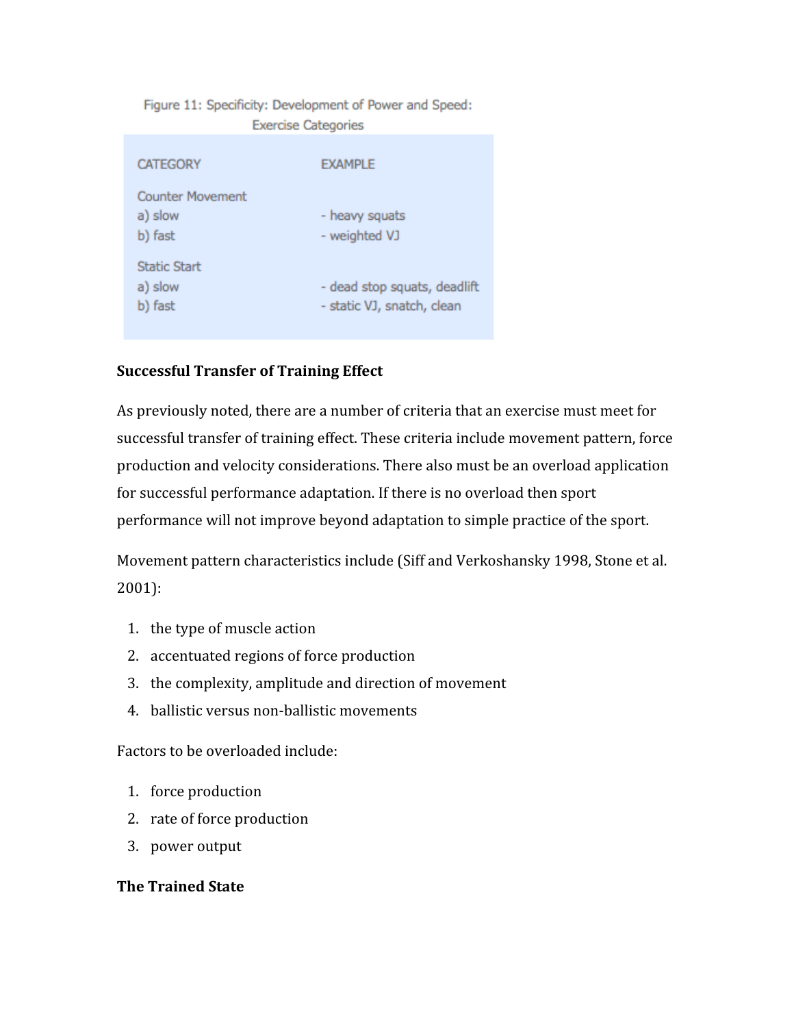Figure 11: Specificity: Development of Power and Speed: Exercise Categories

| CATEGORY | EXAMPLE |
| --- | --- |
| Counter Movement | |
| a) slow | - heavy squats |
| b) fast | - weighted VJ |
| Static Start | |
| a) slow | - dead stop squats, deadlift |
| b) fast | - static VJ, snatch, clean |

**Successful Transfer of Training Effect**

As previously noted, there are a number of criteria that an exercise must meet for successful transfer of training effect. These criteria include movement pattern, force production and velocity considerations. There also must be an overload application for successful performance adaptation. If there is no overload then sport performance will not improve beyond adaptation to simple practice of the sport.

Movement pattern characteristics include (Siff and Verkoshansky 1998, Stone et al. 2001):

1. the type of muscle action
2. accentuated regions of force production
3. the complexity, amplitude and direction of movement
4. ballistic versus non-ballistic movements

Factors to be overloaded include:

1. force production
2. rate of force production
3. power output

**The Trained State**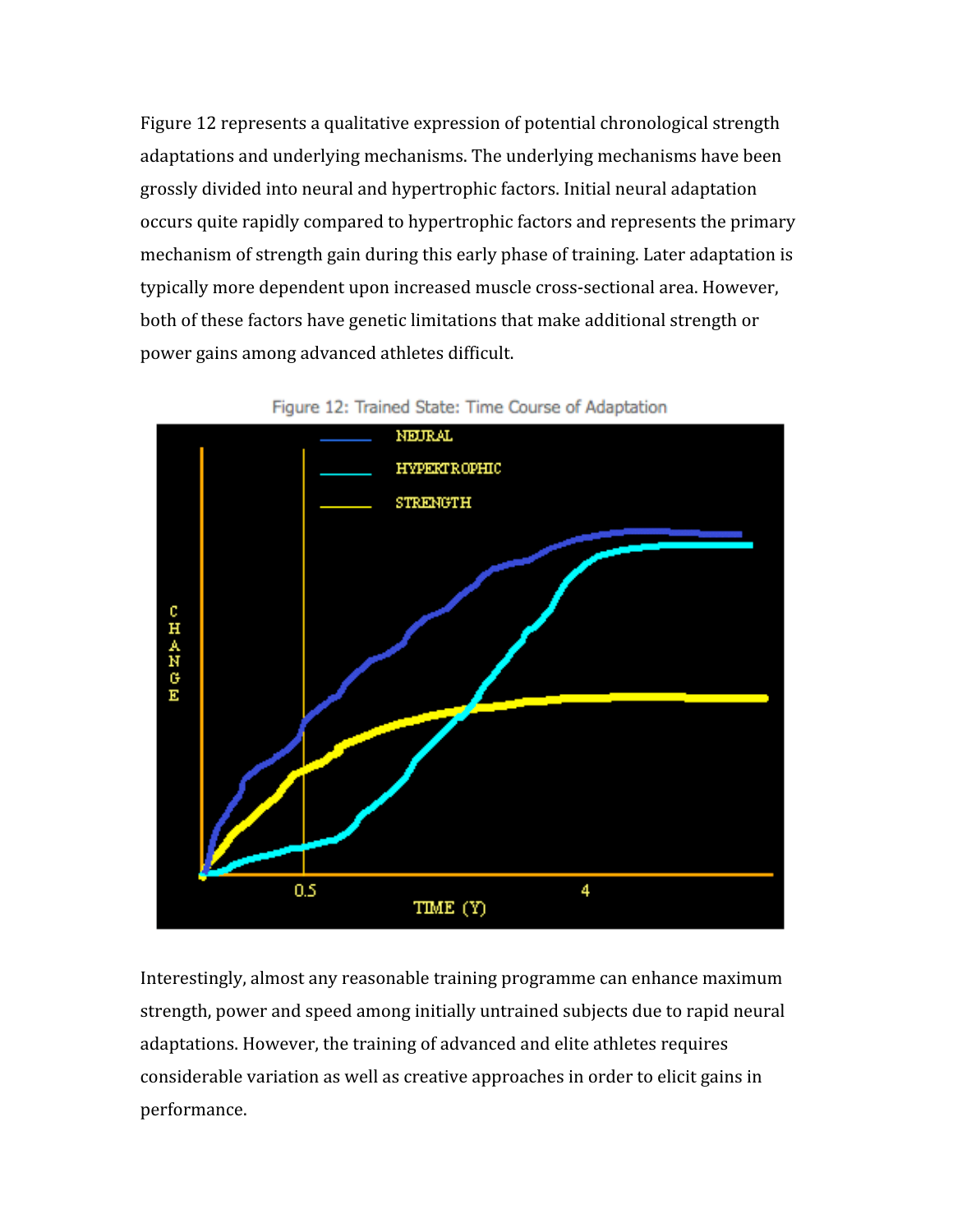Figure 12 represents a qualitative expression of potential chronological strength adaptations and underlying mechanisms. The underlying mechanisms have been grossly divided into neural and hypertrophic factors. Initial neural adaptation occurs quite rapidly compared to hypertrophic factors and represents the primary mechanism of strength gain during this early phase of training. Later adaptation is typically more dependent upon increased muscle cross-sectional area. However, both of these factors have genetic limitations that make additional strength or power gains among advanced athletes difficult.

Figure 12: Trained State: Time Course of Adaptation

Interestingly, almost any reasonable training programme can enhance maximum strength, power and speed among initially untrained subjects due to rapid neural adaptations. However, the training of advanced and elite athletes requires considerable variation as well as creative approaches in order to elicit gains in performance.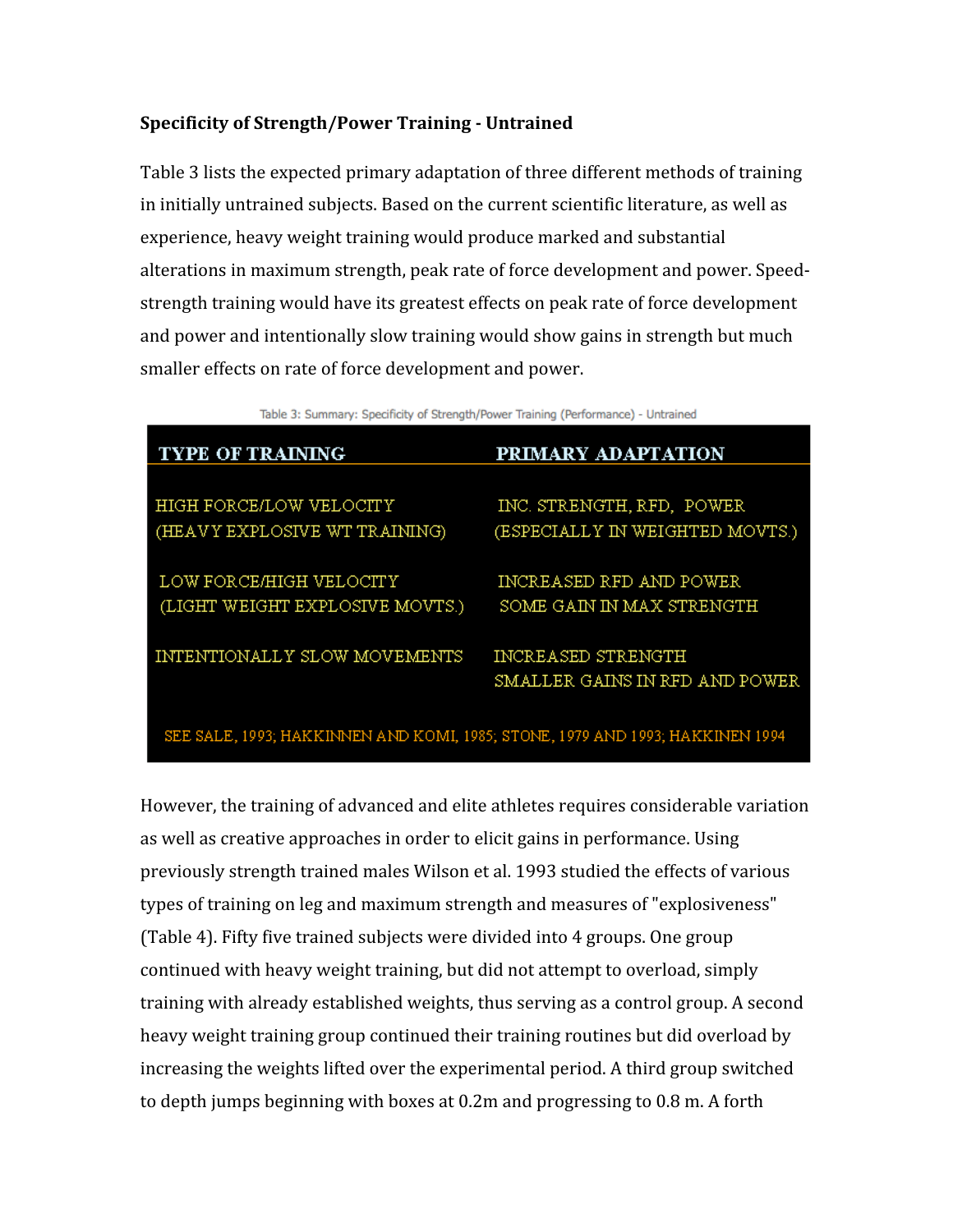**Specificity of Strength/Power Training - Untrained**

Table 3 lists the expected primary adaptation of three different methods of training in initially untrained subjects. Based on the current scientific literature, as well as experience, heavy weight training would produce marked and substantial alterations in maximum strength, peak rate of force development and power. Speed-strength training would have its greatest effects on peak rate of force development and power and intentionally slow training would show gains in strength but much smaller effects on rate of force development and power.

Table 3: Summary: Specificity of Strength/Power Training (Performance) - Untrained

| TYPE OF TRAINING | PRIMARY ADAPTATION |
|---|---|
| HIGH FORCE/LOW VELOCITY (HEAVY EXPLOSIVE WT TRAINING) | INC. STRENGTH, RFD, POWER (ESPECIALLY IN WEIGHTED MOVTS.) |
| LOW FORCE/HIGH VELOCITY (LIGHT WEIGHT EXPLOSIVE MOVTS.) | INCREASED RFD AND POWER SOME GAIN IN MAX STRENGTH |
| INTENTIONALLY SLOW MOVEMENTS | INCREASED STRENGTH SMALLER GAINS IN RFD AND POWER |

SEE SALE, 1993; HAKKINNEN AND KOMI, 1985; STONE, 1979 AND 1993; HAKKINEN 1994

However, the training of advanced and elite athletes requires considerable variation as well as creative approaches in order to elicit gains in performance. Using previously strength trained males Wilson et al. 1993 studied the effects of various types of training on leg and maximum strength and measures of "explosiveness" (Table 4). Fifty five trained subjects were divided into 4 groups. One group continued with heavy weight training, but did not attempt to overload, simply training with already established weights, thus serving as a control group. A second heavy weight training group continued their training routines but did overload by increasing the weights lifted over the experimental period. A third group switched to depth jumps beginning with boxes at 0.2m and progressing to 0.8 m. A forth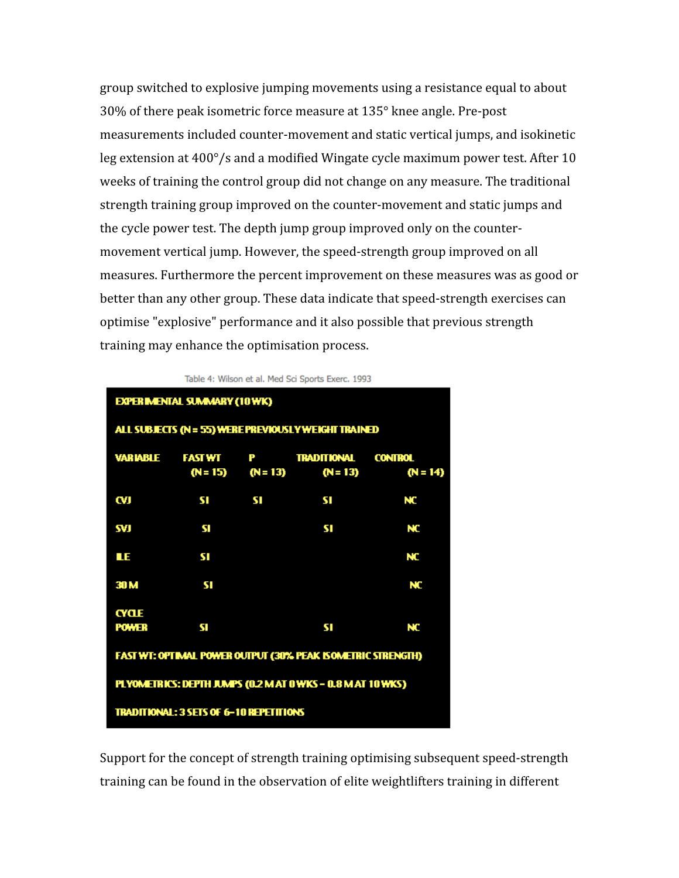group switched to explosive jumping movements using a resistance equal to about 30% of there peak isometric force measure at 135° knee angle. Pre-post measurements included counter-movement and static vertical jumps, and isokinetic leg extension at 400°/s and a modified Wingate cycle maximum power test. After 10 weeks of training the control group did not change on any measure. The traditional strength training group improved on the counter-movement and static jumps and the cycle power test. The depth jump group improved only on the counter-movement vertical jump. However, the speed-strength group improved on all measures. Furthermore the percent improvement on these measures was as good or better than any other group. These data indicate that speed-strength exercises can optimise "explosive" performance and it also possible that previous strength training may enhance the optimisation process.

Table 4: Wilson et al. Med Sci Sports Exerc. 1993

EXPERIMENTAL SUMMARY (10 WK)

ALL SUBJECTS (N = 55) WERE PREVIOUSLY WEIGHT TRAINED

| VARIABLE | FAST WT (N = 15) | P (N = 13) | TRADITIONAL (N = 13) | CONTROL (N = 14) |
|---|---|---|---|---|
| CVJ | SI | SI | SI | NC |
| SVJ | SI | | SI | NC |
| ILE | SI | | | NC |
| 30 M | SI | | | NC |
| CYCLE POWER | SI | | SI | NC |

FAST WT: OPTIMAL POWER OUTPUT (30% PEAK ISOMETRIC STRENGTH)

PLYOMETRICS: DEPTH JUMPS (0.2 M AT 0 WKS – 0.8 M AT 10 WKS)

TRADITIONAL: 3 SETS OF 6–10 REPETITIONS

Support for the concept of strength training optimising subsequent speed-strength training can be found in the observation of elite weightlifters training in different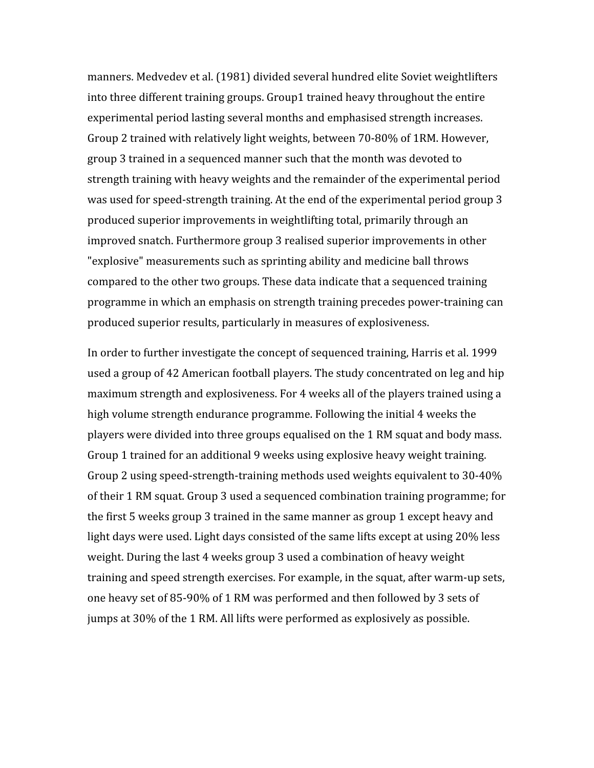manners. Medvedev et al. (1981) divided several hundred elite Soviet weightlifters into three different training groups. Group1 trained heavy throughout the entire experimental period lasting several months and emphasised strength increases. Group 2 trained with relatively light weights, between 70-80% of 1RM. However, group 3 trained in a sequenced manner such that the month was devoted to strength training with heavy weights and the remainder of the experimental period was used for speed-strength training. At the end of the experimental period group 3 produced superior improvements in weightlifting total, primarily through an improved snatch. Furthermore group 3 realised superior improvements in other "explosive" measurements such as sprinting ability and medicine ball throws compared to the other two groups. These data indicate that a sequenced training programme in which an emphasis on strength training precedes power-training can produced superior results, particularly in measures of explosiveness.

In order to further investigate the concept of sequenced training, Harris et al. 1999 used a group of 42 American football players. The study concentrated on leg and hip maximum strength and explosiveness. For 4 weeks all of the players trained using a high volume strength endurance programme. Following the initial 4 weeks the players were divided into three groups equalised on the 1 RM squat and body mass. Group 1 trained for an additional 9 weeks using explosive heavy weight training. Group 2 using speed-strength-training methods used weights equivalent to 30-40% of their 1 RM squat. Group 3 used a sequenced combination training programme; for the first 5 weeks group 3 trained in the same manner as group 1 except heavy and light days were used. Light days consisted of the same lifts except at using 20% less weight. During the last 4 weeks group 3 used a combination of heavy weight training and speed strength exercises. For example, in the squat, after warm-up sets, one heavy set of 85-90% of 1 RM was performed and then followed by 3 sets of jumps at 30% of the 1 RM. All lifts were performed as explosively as possible.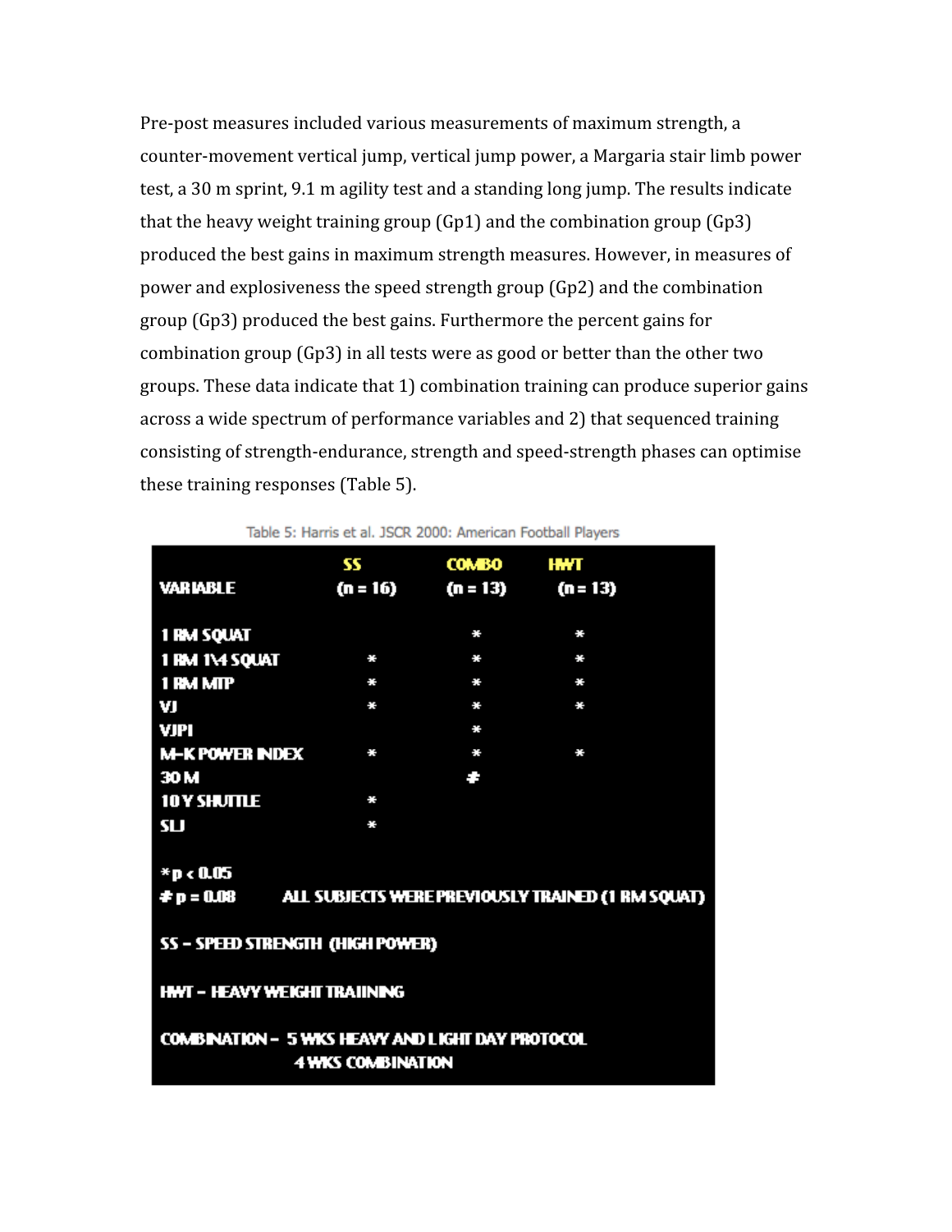Pre-post measures included various measurements of maximum strength, a counter-movement vertical jump, vertical jump power, a Margaria stair limb power test, a 30 m sprint, 9.1 m agility test and a standing long jump. The results indicate that the heavy weight training group (Gp1) and the combination group (Gp3) produced the best gains in maximum strength measures. However, in measures of power and explosiveness the speed strength group (Gp2) and the combination group (Gp3) produced the best gains. Furthermore the percent gains for combination group (Gp3) in all tests were as good or better than the other two groups. These data indicate that 1) combination training can produce superior gains across a wide spectrum of performance variables and 2) that sequenced training consisting of strength-endurance, strength and speed-strength phases can optimise these training responses (Table 5).

Table 5: Harris et al. JSCR 2000: American Football Players

| VARIABLE | SS (n = 16) | COMBO (n = 13) | HWT (n = 13) |
|---|---|---|---|
| 1 RM SQUAT | | * | * |
| 1 RM 1\4 SQUAT | * | * | * |
| 1 RM MTP | * | * | * |
| VJ | * | * | * |
| VJPI | | * | |
| M-K POWER INDEX | * | * | * |
| 30 M | | # | |
| 10 Y SHUTTLE | * | | |
| SLJ | * | | |

*$p < 0.05$

#$p = 0.08$ ALL SUBJECTS WERE PREVIOUSLY TRAINED (1 RM SQUAT)

SS – SPEED STRENGTH (HIGH POWER)

HWT – HEAVY WEIGHT TRAIINING

COMBINATION – 5 WKS HEAVY AND LIGHT DAY PROTOCOL
4 WKS COMBINATION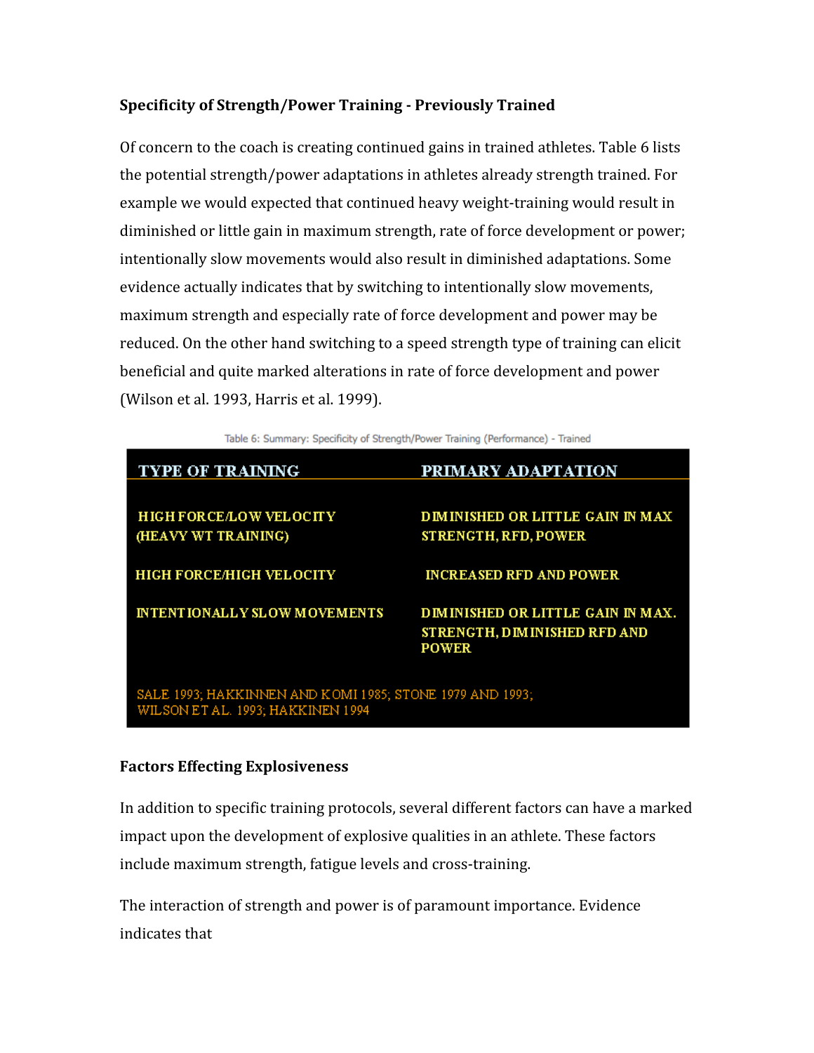**Specificity of Strength/Power Training - Previously Trained**

Of concern to the coach is creating continued gains in trained athletes. Table 6 lists the potential strength/power adaptations in athletes already strength trained. For example we would expected that continued heavy weight-training would result in diminished or little gain in maximum strength, rate of force development or power; intentionally slow movements would also result in diminished adaptations. Some evidence actually indicates that by switching to intentionally slow movements, maximum strength and especially rate of force development and power may be reduced. On the other hand switching to a speed strength type of training can elicit beneficial and quite marked alterations in rate of force development and power (Wilson et al. 1993, Harris et al. 1999).

Table 6: Summary: Specificity of Strength/Power Training (Performance) - Trained

| TYPE OF TRAINING | PRIMARY ADAPTATION |
|---|---|
| HIGH FORCE/LOW VELOCITY (HEAVY WT TRAINING) | DIMINISHED OR LITTLE GAIN IN MAX STRENGTH, RFD, POWER |
| HIGH FORCE/HIGH VELOCITY | INCREASED RFD AND POWER |
| INTENTIONALLY SLOW MOVEMENTS | DIMINISHED OR LITTLE GAIN IN MAX. STRENGTH, DIMINISHED RFD AND POWER |

SALE 1993; HAKKINNEN AND KOMI 1985; STONE 1979 AND 1993; WILSON ET AL. 1993; HAKKINEN 1994

**Factors Effecting Explosiveness**

In addition to specific training protocols, several different factors can have a marked impact upon the development of explosive qualities in an athlete. These factors include maximum strength, fatigue levels and cross-training.

The interaction of strength and power is of paramount importance. Evidence indicates that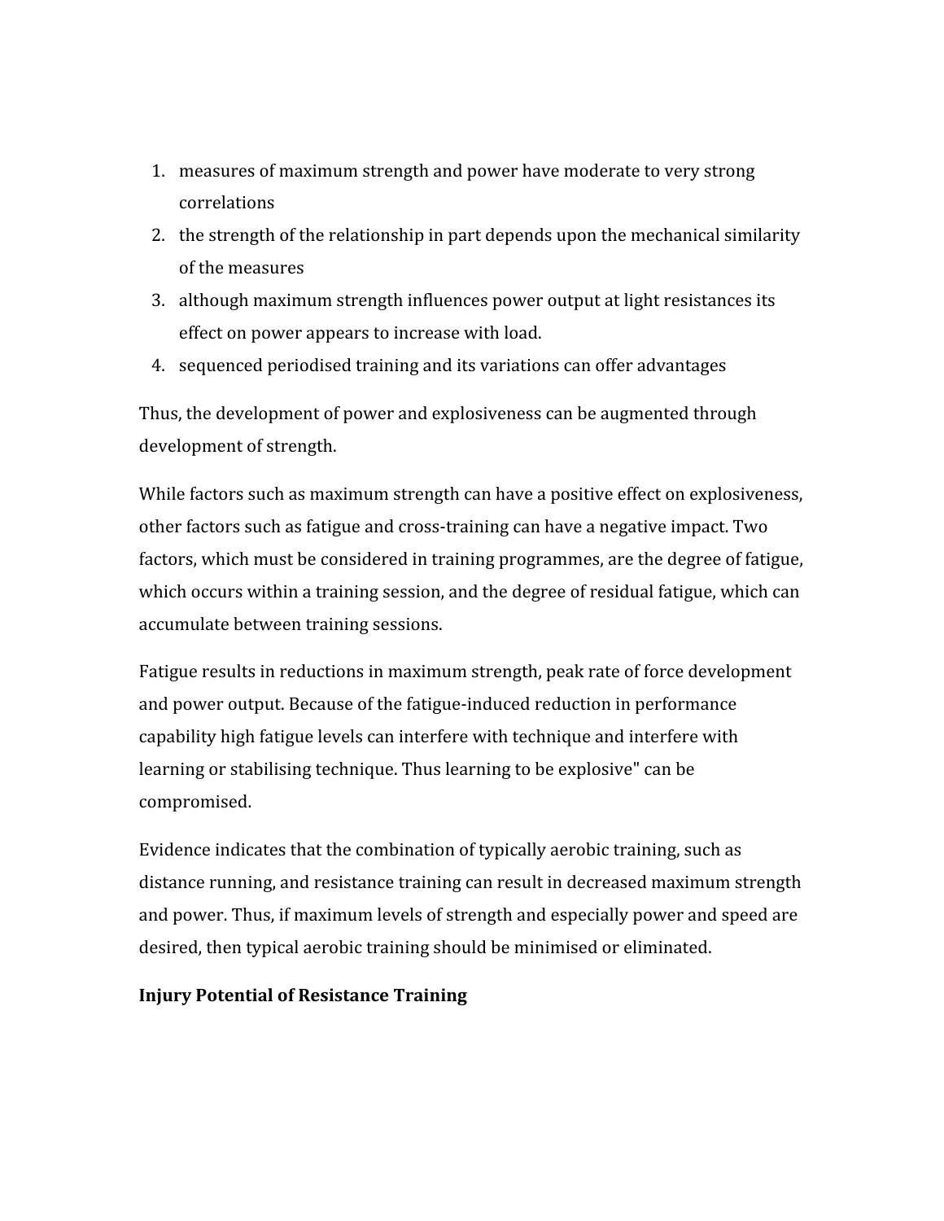1. measures of maximum strength and power have moderate to very strong correlations
2. the strength of the relationship in part depends upon the mechanical similarity of the measures
3. although maximum strength influences power output at light resistances its effect on power appears to increase with load.
4. sequenced periodised training and its variations can offer advantages

Thus, the development of power and explosiveness can be augmented through development of strength.

While factors such as maximum strength can have a positive effect on explosiveness, other factors such as fatigue and cross-training can have a negative impact. Two factors, which must be considered in training programmes, are the degree of fatigue, which occurs within a training session, and the degree of residual fatigue, which can accumulate between training sessions.

Fatigue results in reductions in maximum strength, peak rate of force development and power output. Because of the fatigue-induced reduction in performance capability high fatigue levels can interfere with technique and interfere with learning or stabilising technique. Thus learning to be explosive" can be compromised.

Evidence indicates that the combination of typically aerobic training, such as distance running, and resistance training can result in decreased maximum strength and power. Thus, if maximum levels of strength and especially power and speed are desired, then typical aerobic training should be minimised or eliminated.

**Injury Potential of Resistance Training**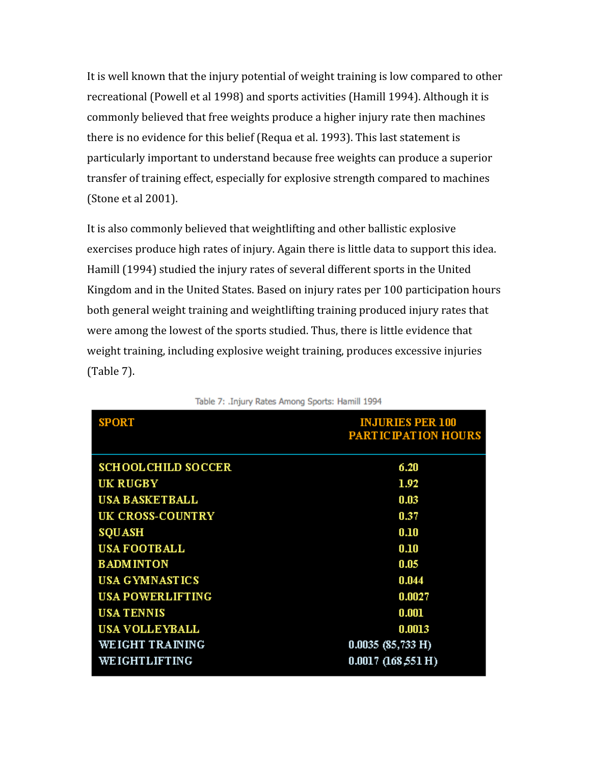It is well known that the injury potential of weight training is low compared to other recreational (Powell et al 1998) and sports activities (Hamill 1994). Although it is commonly believed that free weights produce a higher injury rate then machines there is no evidence for this belief (Requa et al. 1993). This last statement is particularly important to understand because free weights can produce a superior transfer of training effect, especially for explosive strength compared to machines (Stone et al 2001).

It is also commonly believed that weightlifting and other ballistic explosive exercises produce high rates of injury. Again there is little data to support this idea. Hamill (1994) studied the injury rates of several different sports in the United Kingdom and in the United States. Based on injury rates per 100 participation hours both general weight training and weightlifting training produced injury rates that were among the lowest of the sports studied. Thus, there is little evidence that weight training, including explosive weight training, produces excessive injuries (Table 7).

Table 7: .Injury Rates Among Sports: Hamill 1994

| SPORT | INJURIES PER 100 PARTICIPATION HOURS |
|---|---|
| SCHOOLCHILD SOCCER | 6.20 |
| UK RUGBY | 1.92 |
| USA BASKETBALL | 0.03 |
| UK CROSS-COUNTRY | 0.37 |
| SQUASH | 0.10 |
| USA FOOTBALL | 0.10 |
| BADMINTON | 0.05 |
| USA GYMNASTICS | 0.044 |
| USA POWERLIFTING | 0.0027 |
| USA TENNIS | 0.001 |
| USA VOLLEYBALL | 0.0013 |
| WEIGHT TRAINING | 0.0035 (85,733 H) |
| WEIGHTLIFTING | 0.0017 (168,551 H) |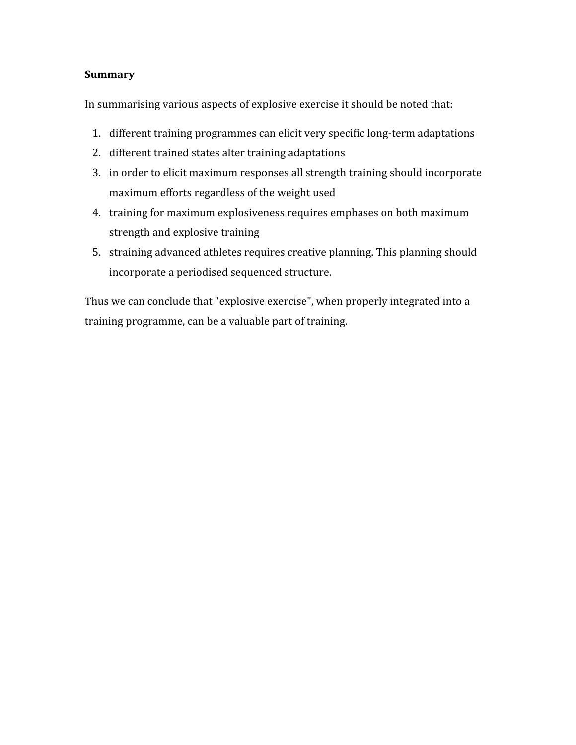**Summary**

In summarising various aspects of explosive exercise it should be noted that:

1. different training programmes can elicit very specific long-term adaptations
2. different trained states alter training adaptations
3. in order to elicit maximum responses all strength training should incorporate maximum efforts regardless of the weight used
4. training for maximum explosiveness requires emphases on both maximum strength and explosive training
5. straining advanced athletes requires creative planning. This planning should incorporate a periodised sequenced structure.

Thus we can conclude that "explosive exercise", when properly integrated into a training programme, can be a valuable part of training.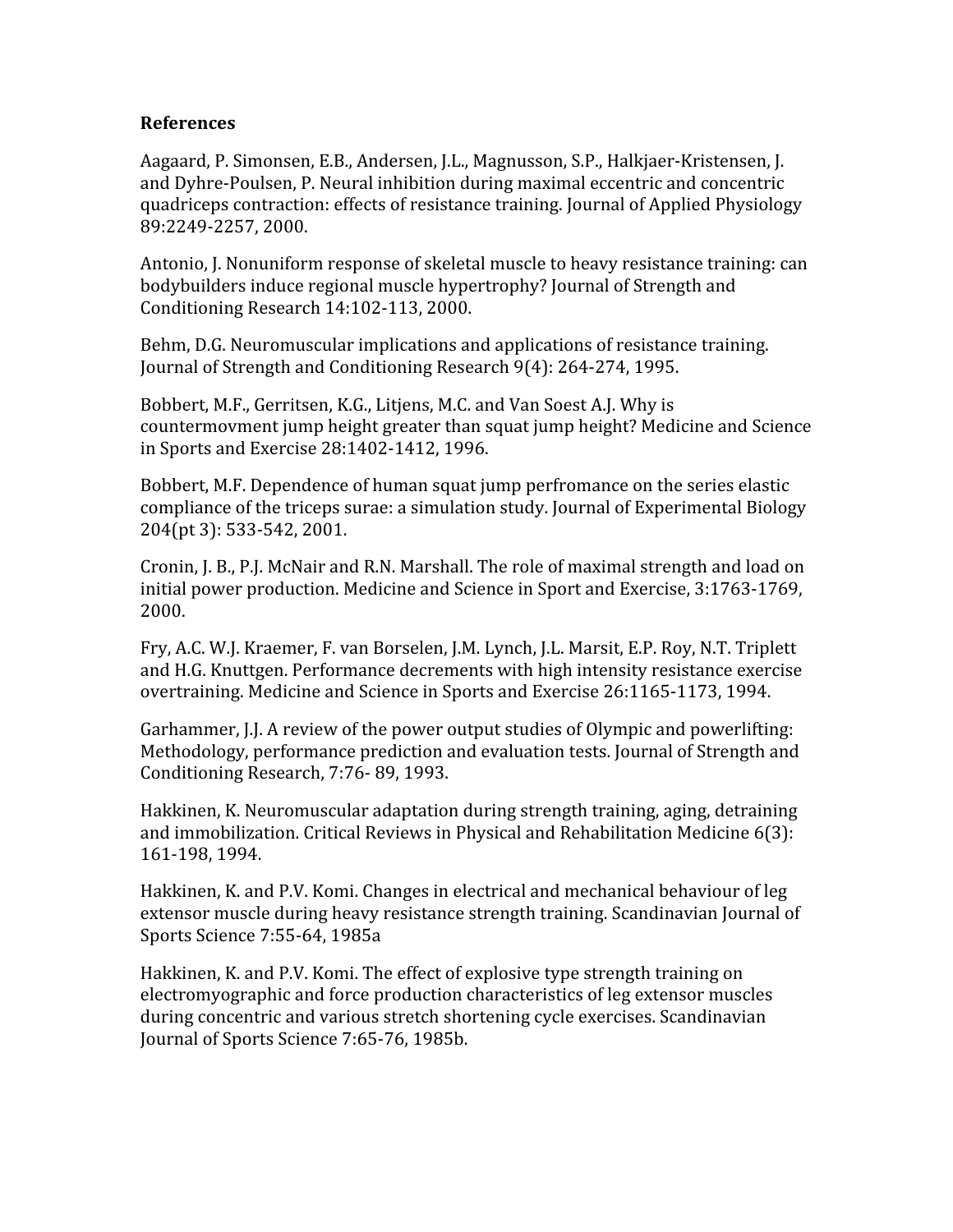**References**

Aagaard, P. Simonsen, E.B., Andersen, J.L., Magnusson, S.P., Halkjaer-Kristensen, J. and Dyhre-Poulsen, P. Neural inhibition during maximal eccentric and concentric quadriceps contraction: effects of resistance training. Journal of Applied Physiology 89:2249-2257, 2000.

Antonio, J. Nonuniform response of skeletal muscle to heavy resistance training: can bodybuilders induce regional muscle hypertrophy? Journal of Strength and Conditioning Research 14:102-113, 2000.

Behm, D.G. Neuromuscular implications and applications of resistance training. Journal of Strength and Conditioning Research 9(4): 264-274, 1995.

Bobbert, M.F., Gerritsen, K.G., Litjens, M.C. and Van Soest A.J. Why is countermovment jump height greater than squat jump height? Medicine and Science in Sports and Exercise 28:1402-1412, 1996.

Bobbert, M.F. Dependence of human squat jump perfromance on the series elastic compliance of the triceps surae: a simulation study. Journal of Experimental Biology 204(pt 3): 533-542, 2001.

Cronin, J. B., P.J. McNair and R.N. Marshall. The role of maximal strength and load on initial power production. Medicine and Science in Sport and Exercise, 3:1763-1769, 2000.

Fry, A.C. W.J. Kraemer, F. van Borselen, J.M. Lynch, J.L. Marsit, E.P. Roy, N.T. Triplett and H.G. Knuttgen. Performance decrements with high intensity resistance exercise overtraining. Medicine and Science in Sports and Exercise 26:1165-1173, 1994.

Garhammer, J.J. A review of the power output studies of Olympic and powerlifting: Methodology, performance prediction and evaluation tests. Journal of Strength and Conditioning Research, 7:76- 89, 1993.

Hakkinen, K. Neuromuscular adaptation during strength training, aging, detraining and immobilization. Critical Reviews in Physical and Rehabilitation Medicine 6(3): 161-198, 1994.

Hakkinen, K. and P.V. Komi. Changes in electrical and mechanical behaviour of leg extensor muscle during heavy resistance strength training. Scandinavian Journal of Sports Science 7:55-64, 1985a

Hakkinen, K. and P.V. Komi. The effect of explosive type strength training on electromyographic and force production characteristics of leg extensor muscles during concentric and various stretch shortening cycle exercises. Scandinavian Journal of Sports Science 7:65-76, 1985b.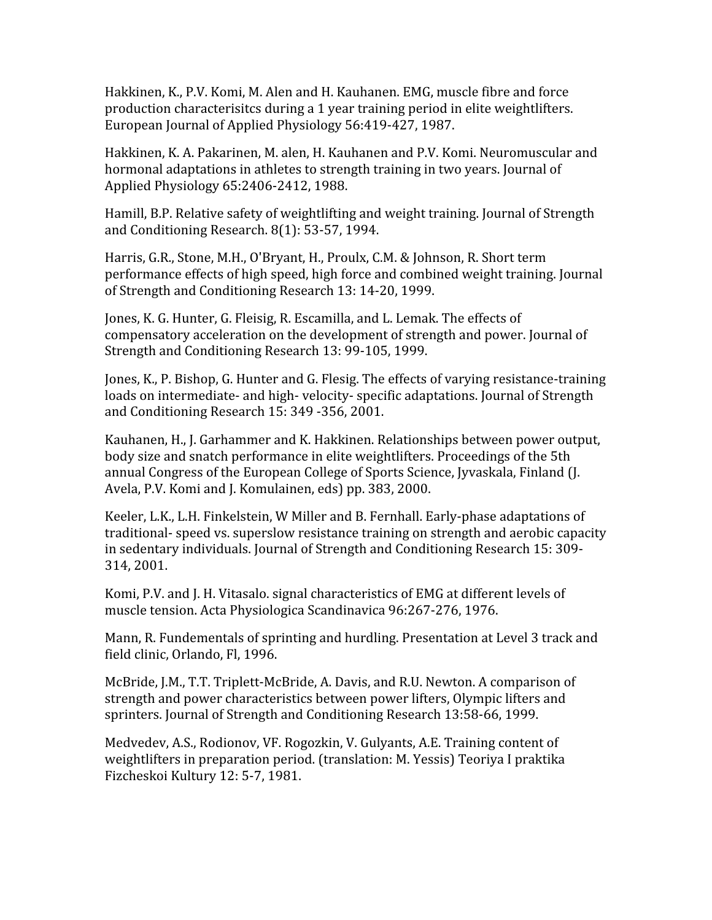Hakkinen, K., P.V. Komi, M. Alen and H. Kauhanen. EMG, muscle fibre and force production characterisitcs during a 1 year training period in elite weightlifters. European Journal of Applied Physiology 56:419-427, 1987.

Hakkinen, K. A. Pakarinen, M. alen, H. Kauhanen and P.V. Komi. Neuromuscular and hormonal adaptations in athletes to strength training in two years. Journal of Applied Physiology 65:2406-2412, 1988.

Hamill, B.P. Relative safety of weightlifting and weight training. Journal of Strength and Conditioning Research. 8(1): 53-57, 1994.

Harris, G.R., Stone, M.H., O'Bryant, H., Proulx, C.M. & Johnson, R. Short term performance effects of high speed, high force and combined weight training. Journal of Strength and Conditioning Research 13: 14-20, 1999.

Jones, K. G. Hunter, G. Fleisig, R. Escamilla, and L. Lemak. The effects of compensatory acceleration on the development of strength and power. Journal of Strength and Conditioning Research 13: 99-105, 1999.

Jones, K., P. Bishop, G. Hunter and G. Flesig. The effects of varying resistance-training loads on intermediate- and high- velocity- specific adaptations. Journal of Strength and Conditioning Research 15: 349 -356, 2001.

Kauhanen, H., J. Garhammer and K. Hakkinen. Relationships between power output, body size and snatch performance in elite weightlifters. Proceedings of the 5th annual Congress of the European College of Sports Science, Jyvaskala, Finland (J. Avela, P.V. Komi and J. Komulainen, eds) pp. 383, 2000.

Keeler, L.K., L.H. Finkelstein, W Miller and B. Fernhall. Early-phase adaptations of traditional- speed vs. superslow resistance training on strength and aerobic capacity in sedentary individuals. Journal of Strength and Conditioning Research 15: 309-314, 2001.

Komi, P.V. and J. H. Vitasalo. signal characteristics of EMG at different levels of muscle tension. Acta Physiologica Scandinavica 96:267-276, 1976.

Mann, R. Fundementals of sprinting and hurdling. Presentation at Level 3 track and field clinic, Orlando, Fl, 1996.

McBride, J.M., T.T. Triplett-McBride, A. Davis, and R.U. Newton. A comparison of strength and power characteristics between power lifters, Olympic lifters and sprinters. Journal of Strength and Conditioning Research 13:58-66, 1999.

Medvedev, A.S., Rodionov, VF. Rogozkin, V. Gulyants, A.E. Training content of weightlifters in preparation period. (translation: M. Yessis) Teoriya I praktika Fizcheskoi Kultury 12: 5-7, 1981.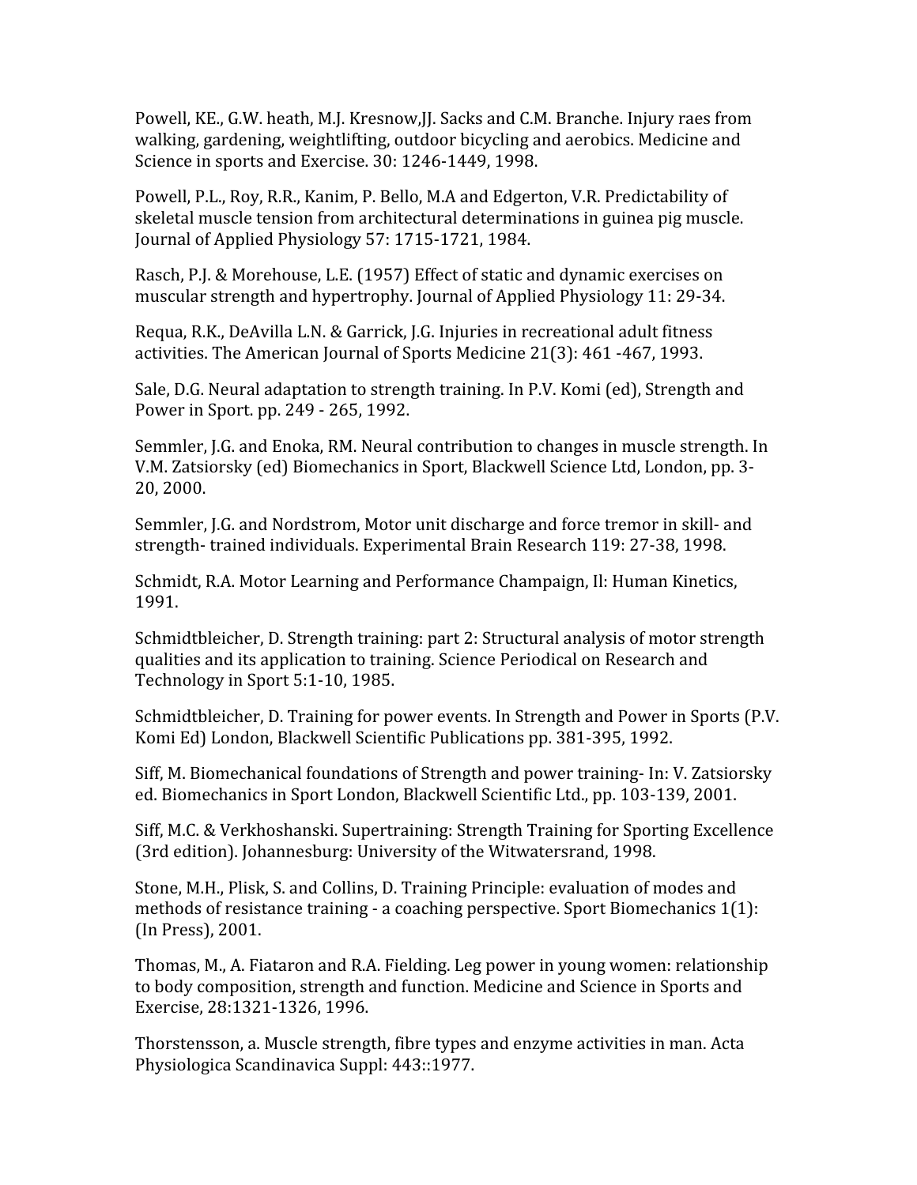Powell, KE., G.W. heath, M.J. Kresnow,JJ. Sacks and C.M. Branche. Injury raes from walking, gardening, weightlifting, outdoor bicycling and aerobics. Medicine and Science in sports and Exercise. 30: 1246-1449, 1998.

Powell, P.L., Roy, R.R., Kanim, P. Bello, M.A and Edgerton, V.R. Predictability of skeletal muscle tension from architectural determinations in guinea pig muscle. Journal of Applied Physiology 57: 1715-1721, 1984.

Rasch, P.J. & Morehouse, L.E. (1957) Effect of static and dynamic exercises on muscular strength and hypertrophy. Journal of Applied Physiology 11: 29-34.

Requa, R.K., DeAvilla L.N. & Garrick, J.G. Injuries in recreational adult fitness activities. The American Journal of Sports Medicine 21(3): 461 -467, 1993.

Sale, D.G. Neural adaptation to strength training. In P.V. Komi (ed), Strength and Power in Sport. pp. 249 - 265, 1992.

Semmler, J.G. and Enoka, RM. Neural contribution to changes in muscle strength. In V.M. Zatsiorsky (ed) Biomechanics in Sport, Blackwell Science Ltd, London, pp. 3-20, 2000.

Semmler, J.G. and Nordstrom, Motor unit discharge and force tremor in skill- and strength- trained individuals. Experimental Brain Research 119: 27-38, 1998.

Schmidt, R.A. Motor Learning and Performance Champaign, Il: Human Kinetics, 1991.

Schmidtbleicher, D. Strength training: part 2: Structural analysis of motor strength qualities and its application to training. Science Periodical on Research and Technology in Sport 5:1-10, 1985.

Schmidtbleicher, D. Training for power events. In Strength and Power in Sports (P.V. Komi Ed) London, Blackwell Scientific Publications pp. 381-395, 1992.

Siff, M. Biomechanical foundations of Strength and power training- In: V. Zatsiorsky ed. Biomechanics in Sport London, Blackwell Scientific Ltd., pp. 103-139, 2001.

Siff, M.C. & Verkhoshanski. Supertraining: Strength Training for Sporting Excellence (3rd edition). Johannesburg: University of the Witwatersrand, 1998.

Stone, M.H., Plisk, S. and Collins, D. Training Principle: evaluation of modes and methods of resistance training - a coaching perspective. Sport Biomechanics 1(1): (In Press), 2001.

Thomas, M., A. Fiataron and R.A. Fielding. Leg power in young women: relationship to body composition, strength and function. Medicine and Science in Sports and Exercise, 28:1321-1326, 1996.

Thorstensson, a. Muscle strength, fibre types and enzyme activities in man. Acta Physiologica Scandinavica Suppl: 443::1977.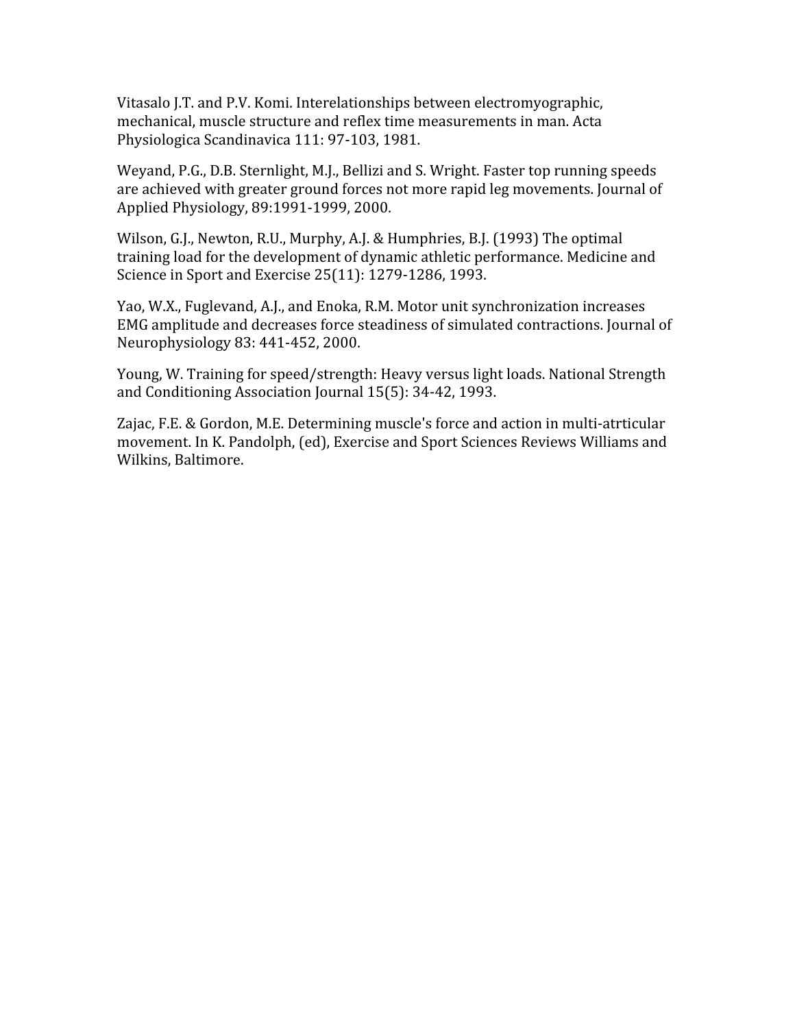Vitasalo J.T. and P.V. Komi. Interelationships between electromyographic, mechanical, muscle structure and reflex time measurements in man. Acta Physiologica Scandinavica 111: 97-103, 1981.

Weyand, P.G., D.B. Sternlight, M.J., Bellizi and S. Wright. Faster top running speeds are achieved with greater ground forces not more rapid leg movements. Journal of Applied Physiology, 89:1991-1999, 2000.

Wilson, G.J., Newton, R.U., Murphy, A.J. & Humphries, B.J. (1993) The optimal training load for the development of dynamic athletic performance. Medicine and Science in Sport and Exercise 25(11): 1279-1286, 1993.

Yao, W.X., Fuglevand, A.J., and Enoka, R.M. Motor unit synchronization increases EMG amplitude and decreases force steadiness of simulated contractions. Journal of Neurophysiology 83: 441-452, 2000.

Young, W. Training for speed/strength: Heavy versus light loads. National Strength and Conditioning Association Journal 15(5): 34-42, 1993.

Zajac, F.E. & Gordon, M.E. Determining muscle's force and action in multi-atrticular movement. In K. Pandolph, (ed), Exercise and Sport Sciences Reviews Williams and Wilkins, Baltimore.